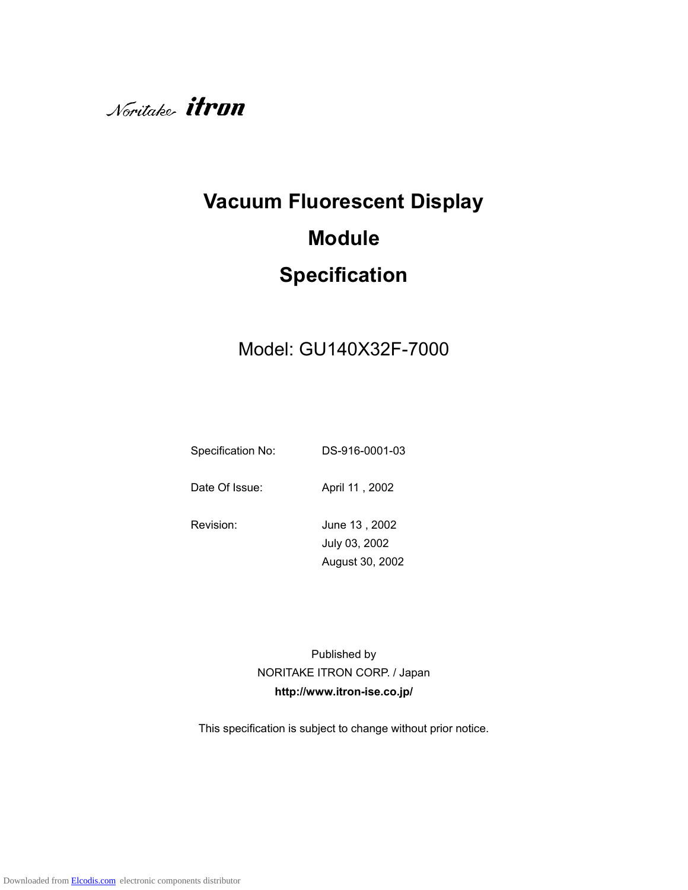Noritake itron

# Vacuum Fluorescent Display Module Specification

## Model: GU140X32F-7000

Specification No: DS-916-0001-03

Date Of Issue: April 11 , 2002

Revision: June 13 , 2002
July 03, 2002
August 30, 2002

Published by
NORITAKE ITRON CORP. / Japan
**http://www.itron-ise.co.jp/**

This specification is subject to change without prior notice.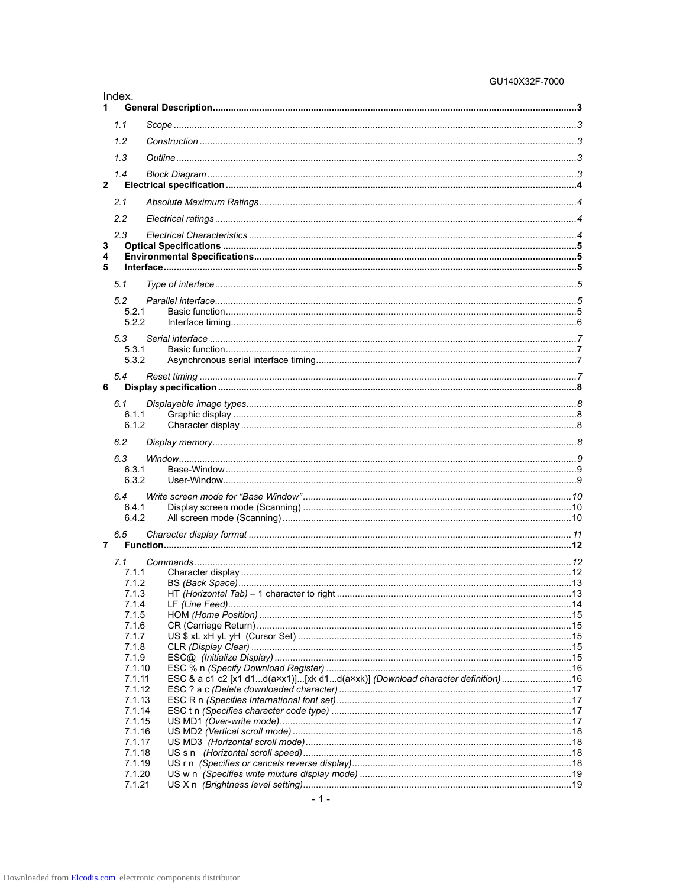Index.

**1 General Description ........ 3**

- 1.1 *Scope* ........ 3
- 1.2 *Construction* ........ 3
- 1.3 *Outline* ........ 3
- 1.4 *Block Diagram* ........ 3

**2 Electrical specification ........ 4**

- 2.1 *Absolute Maximum Ratings* ........ 4
- 2.2 *Electrical ratings* ........ 4
- 2.3 *Electrical Characteristics* ........ 4

**3 Optical Specifications ........ 5**

**4 Environmental Specifications ........ 5**

**5 Interface ........ 5**

- 5.1 *Type of interface* ........ 5
- 5.2 *Parallel interface* ........ 5
  - 5.2.1 Basic function ........ 5
  - 5.2.2 Interface timing ........ 6
- 5.3 *Serial interface* ........ 7
  - 5.3.1 Basic function ........ 7
  - 5.3.2 Asynchronous serial interface timing ........ 7
- 5.4 *Reset timing* ........ 7

**6 Display specification ........ 8**

- 6.1 *Displayable image types* ........ 8
  - 6.1.1 Graphic display ........ 8
  - 6.1.2 Character display ........ 8
- 6.2 *Display memory* ........ 8
- 6.3 *Window* ........ 9
  - 6.3.1 Base-Window ........ 9
  - 6.3.2 User-Window ........ 9
- 6.4 *Write screen mode for "Base Window"* ........ 10
  - 6.4.1 Display screen mode (Scanning) ........ 10
  - 6.4.2 All screen mode (Scanning) ........ 10
- 6.5 *Character display format* ........ 11

**7 Function ........ 12**

- 7.1 *Commands* ........ 12
  - 7.1.1 Character display ........ 12
  - 7.1.2 BS *(Back Space)* ........ 13
  - 7.1.3 HT *(Horizontal Tab)* – 1 character to right ........ 13
  - 7.1.4 LF *(Line Feed)* ........ 14
  - 7.1.5 HOM *(Home Position)* ........ 15
  - 7.1.6 CR (Carriage Return) ........ 15
  - 7.1.7 US $ xL xH yL yH (Cursor Set) ........ 15
  - 7.1.8 CLR *(Display Clear)* ........ 15
  - 7.1.9 ESC@ *(Initialize Display)* ........ 15
  - 7.1.10 ESC % n *(Specify Download Register)* ........ 16
  - 7.1.11 ESC & a c1 c2 [x1 d1...d(a×x1)]...[xk d1...d(a×xk)] *(Download character definition)* ........ 16
  - 7.1.12 ESC ? a c *(Delete downloaded character)* ........ 17
  - 7.1.13 ESC R n *(Specifies International font set)* ........ 17
  - 7.1.14 ESC t n *(Specifies character code type)* ........ 17
  - 7.1.15 US MD1 *(Over-write mode)* ........ 17
  - 7.1.16 US MD2 *(Vertical scroll mode)* ........ 18
  - 7.1.17 US MD3 *(Horizontal scroll mode)* ........ 18
  - 7.1.18 US s n *(Horizontal scroll speed)* ........ 18
  - 7.1.19 US r n *(Specifies or cancels reverse display)* ........ 18
  - 7.1.20 US w n *(Specifies write mixture display mode)* ........ 19
  - 7.1.21 US X n *(Brightness level setting)* ........ 19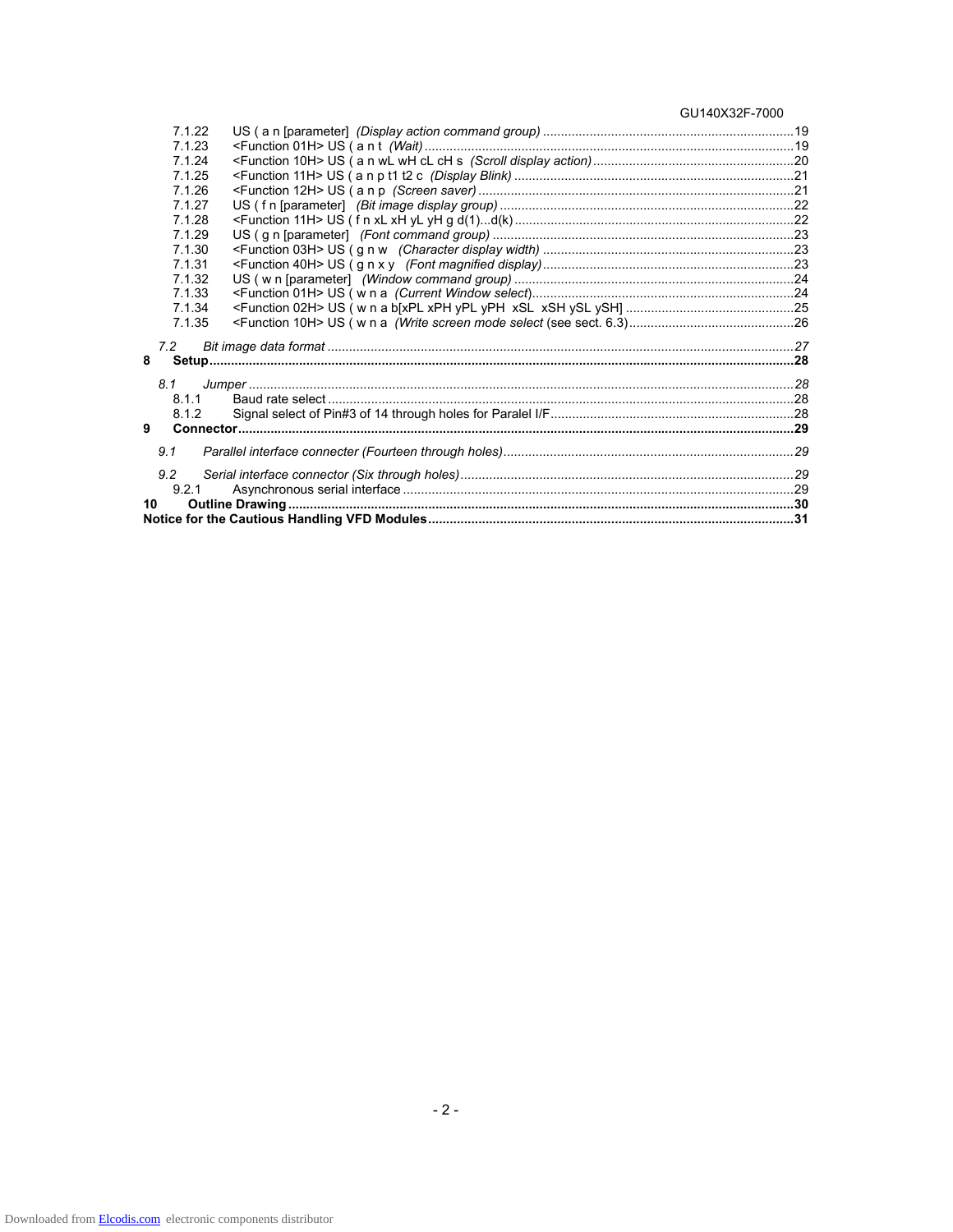| | | |
|---|---|---|
| 7.1.22 | US ( a n [parameter] *(Display action command group)* | 19 |
| 7.1.23 | <Function 01H> US ( a n t *(Wait)* | 19 |
| 7.1.24 | <Function 10H> US ( a n wL wH cL cH s *(Scroll display action)* | 20 |
| 7.1.25 | <Function 11H> US ( a n p t1 t2 c *(Display Blink)* | 21 |
| 7.1.26 | <Function 12H> US ( a n p *(Screen saver)* | 21 |
| 7.1.27 | US ( f n [parameter] *(Bit image display group)* | 22 |
| 7.1.28 | <Function 11H> US ( f n xL xH yL yH g d(1)...d(k) | 22 |
| 7.1.29 | US ( g n [parameter] *(Font command group)* | 23 |
| 7.1.30 | <Function 03H> US ( g n w *(Character display width)* | 23 |
| 7.1.31 | <Function 40H> US ( g n x y *(Font magnified display)* | 23 |
| 7.1.32 | US ( w n [parameter] *(Window command group)* | 24 |
| 7.1.33 | <Function 01H> US ( w n a *(Current Window select)* | 24 |
| 7.1.34 | <Function 02H> US ( w n a b[xPL xPH yPL yPH xSL xSH ySL ySH] | 25 |
| 7.1.35 | <Function 10H> US ( w n a *(Write screen mode select* (see sect. 6.3) | 26 |

*7.2 Bit image data format* ..... *27*

**8 Setup** ..... **28**

*8.1 Jumper* ..... *28*

- 8.1.1 Baud rate select ..... 28
- 8.1.2 Signal select of Pin#3 of 14 through holes for Paralel I/F ..... 28

**9 Connector** ..... **29**

*9.1 Parallel interface connecter (Fourteen through holes)* ..... *29*

*9.2 Serial interface connector (Six through holes)* ..... *29*

- 9.2.1 Asynchronous serial interface ..... 29

**10 Outline Drawing** ..... **30**

**Notice for the Cautious Handling VFD Modules** ..... **31**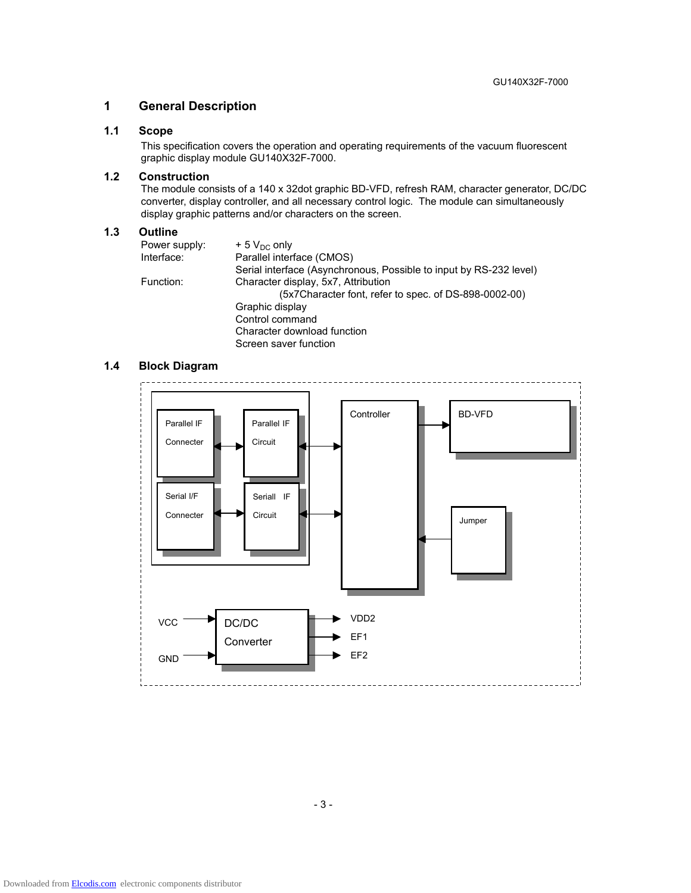# 1 General Description

## 1.1 Scope

This specification covers the operation and operating requirements of the vacuum fluorescent graphic display module GU140X32F-7000.

## 1.2 Construction

The module consists of a 140 x 32dot graphic BD-VFD, refresh RAM, character generator, DC/DC converter, display controller, and all necessary control logic. The module can simultaneously display graphic patterns and/or characters on the screen.

## 1.3 Outline

| | |
|---|---|
| Power supply: | + 5 $V_{DC}$ only |
| Interface: | Parallel interface (CMOS) |
| | Serial interface (Asynchronous, Possible to input by RS-232 level) |
| Function: | Character display, 5x7, Attribution |
| | (5x7Character font, refer to spec. of DS-898-0002-00) |
| | Graphic display |
| | Control command |
| | Character download function |
| | Screen saver function |

## 1.4 Block Diagram

Parallel IF Connecter ↔ Parallel IF Circuit ↔ Controller

Serial I/F Connecter ↔ Seriall IF Circuit ↔ Controller

Controller → BD-VFD

Jumper → Controller

VCC → DC/DC Converter → VDD2

GND → DC/DC Converter → EF1

DC/DC Converter → EF2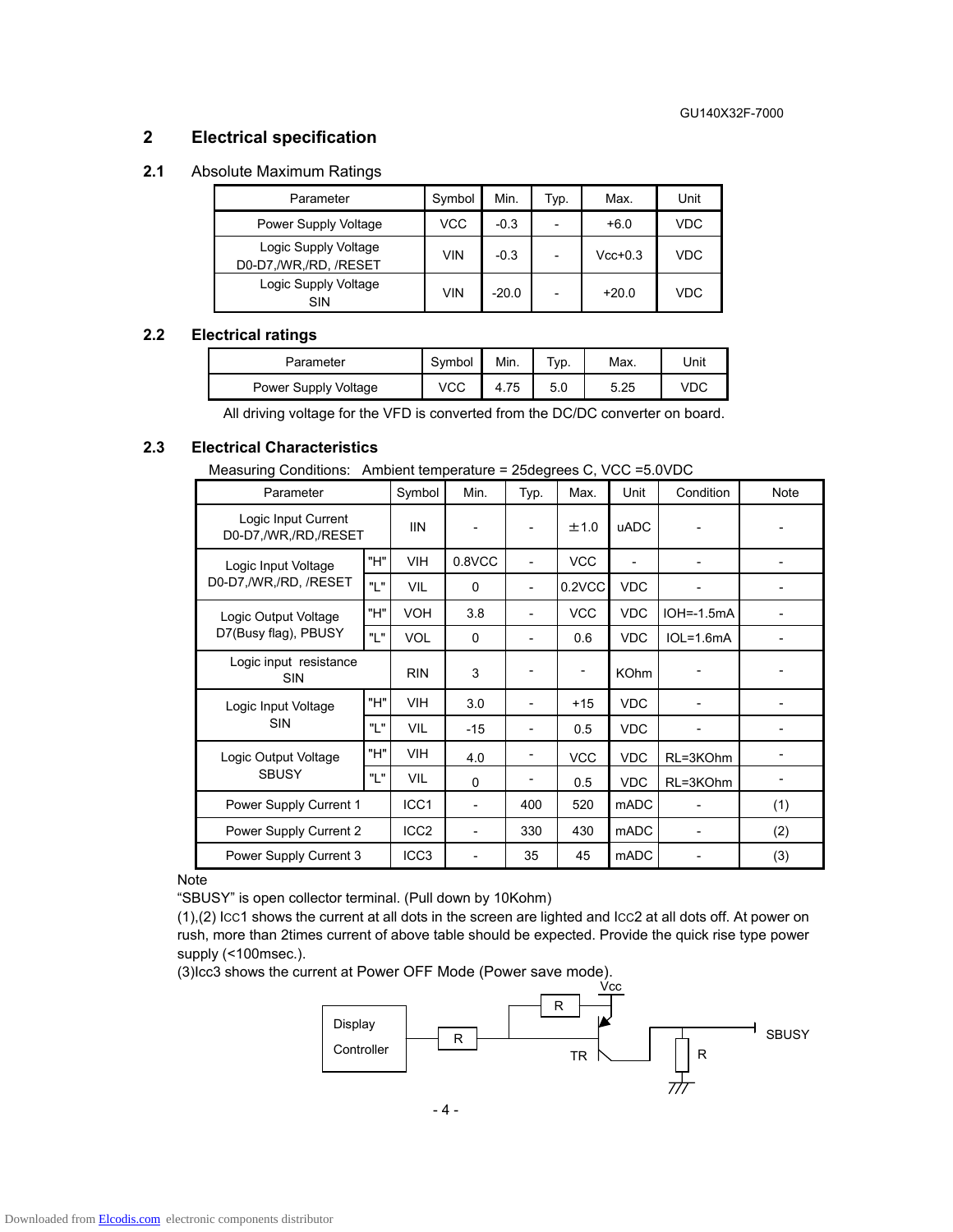## 2 Electrical specification

### 2.1 Absolute Maximum Ratings

| Parameter | Symbol | Min. | Typ. | Max. | Unit |
|---|---|---|---|---|---|
| Power Supply Voltage | VCC | -0.3 | - | +6.0 | VDC |
| Logic Supply Voltage D0-D7,/WR,/RD, /RESET | VIN | -0.3 | - | Vcc+0.3 | VDC |
| Logic Supply Voltage SIN | VIN | -20.0 | - | +20.0 | VDC |

### 2.2 Electrical ratings

| Parameter | Symbol | Min. | Typ. | Max. | Unit |
|---|---|---|---|---|---|
| Power Supply Voltage | VCC | 4.75 | 5.0 | 5.25 | VDC |

All driving voltage for the VFD is converted from the DC/DC converter on board.

### 2.3 Electrical Characteristics

Measuring Conditions: Ambient temperature = 25degrees C, VCC =5.0VDC

| Parameter | | Symbol | Min. | Typ. | Max. | Unit | Condition | Note |
|---|---|---|---|---|---|---|---|---|
| Logic Input Current D0-D7,/WR,/RD,/RESET | | IIN | - | - | ±1.0 | uADC | - | - |
| Logic Input Voltage D0-D7,/WR,/RD, /RESET | "H" | VIH | 0.8VCC | - | VCC | - | - | - |
| | "L" | VIL | 0 | - | 0.2VCC | VDC | - | - |
| Logic Output Voltage D7(Busy flag), PBUSY | "H" | VOH | 3.8 | - | VCC | VDC | IOH=-1.5mA | - |
| | "L" | VOL | 0 | - | 0.6 | VDC | IOL=1.6mA | - |
| Logic input resistance SIN | | RIN | 3 | - | - | KOhm | - | - |
| Logic Input Voltage SIN | "H" | VIH | 3.0 | - | +15 | VDC | - | - |
| | "L" | VIL | -15 | - | 0.5 | VDC | - | - |
| Logic Output Voltage SBUSY | "H" | VIH | 4.0 | - | VCC | VDC | RL=3KOhm | - |
| | "L" | VIL | 0 | - | 0.5 | VDC | RL=3KOhm | - |
| Power Supply Current 1 | | ICC1 | - | 400 | 520 | mADC | - | (1) |
| Power Supply Current 2 | | ICC2 | - | 330 | 430 | mADC | - | (2) |
| Power Supply Current 3 | | ICC3 | - | 35 | 45 | mADC | - | (3) |

Note

"SBUSY" is open collector terminal. (Pull down by 10Kohm)

(1),(2) ICC1 shows the current at all dots in the screen are lighted and ICC2 at all dots off. At power on rush, more than 2times current of above table should be expected. Provide the quick rise type power supply (<100msec.).

(3)Icc3 shows the current at Power OFF Mode (Power save mode).

Display Controller — R — TR — SBUSY (Vcc, R, R)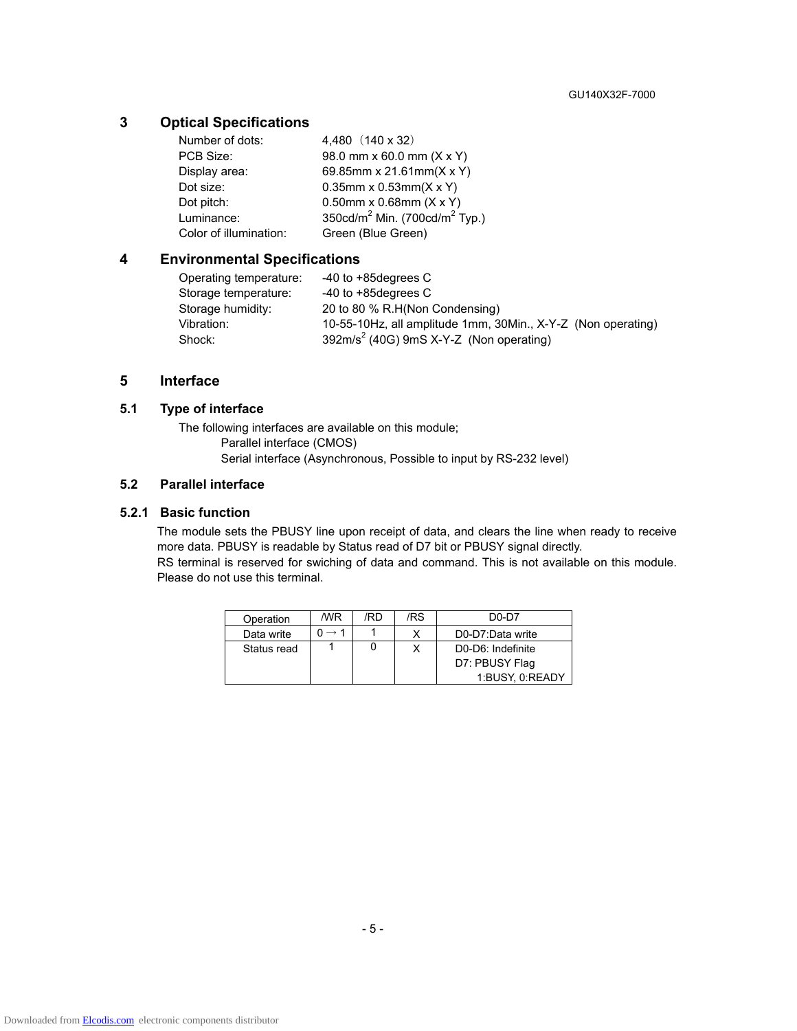## 3 Optical Specifications

| | |
|---|---|
| Number of dots: | 4,480（140 x 32） |
| PCB Size: | 98.0 mm x 60.0 mm (X x Y) |
| Display area: | 69.85mm x 21.61mm(X x Y) |
| Dot size: | 0.35mm x 0.53mm(X x Y) |
| Dot pitch: | 0.50mm x 0.68mm (X x Y) |
| Luminance: | 350cd/$m^2$ Min. (700cd/$m^2$ Typ.) |
| Color of illumination: | Green (Blue Green) |

## 4 Environmental Specifications

| | |
|---|---|
| Operating temperature: | -40 to +85degrees C |
| Storage temperature: | -40 to +85degrees C |
| Storage humidity: | 20 to 80 % R.H(Non Condensing) |
| Vibration: | 10-55-10Hz, all amplitude 1mm, 30Min., X-Y-Z (Non operating) |
| Shock: | 392m/$s^2$ (40G) 9mS X-Y-Z (Non operating) |

## 5 Interface

### 5.1 Type of interface

The following interfaces are available on this module;

Parallel interface (CMOS)

Serial interface (Asynchronous, Possible to input by RS-232 level)

### 5.2 Parallel interface

#### 5.2.1 Basic function

The module sets the PBUSY line upon receipt of data, and clears the line when ready to receive more data. PBUSY is readable by Status read of D7 bit or PBUSY signal directly.
RS terminal is reserved for swiching of data and command. This is not available on this module. Please do not use this terminal.

| Operation | /WR | /RD | /RS | D0-D7 |
|---|---|---|---|---|
| Data write | 0 → 1 | 1 | X | D0-D7:Data write |
| Status read | 1 | 0 | X | D0-D6: Indefinite<br>D7: PBUSY Flag<br>1:BUSY, 0:READY |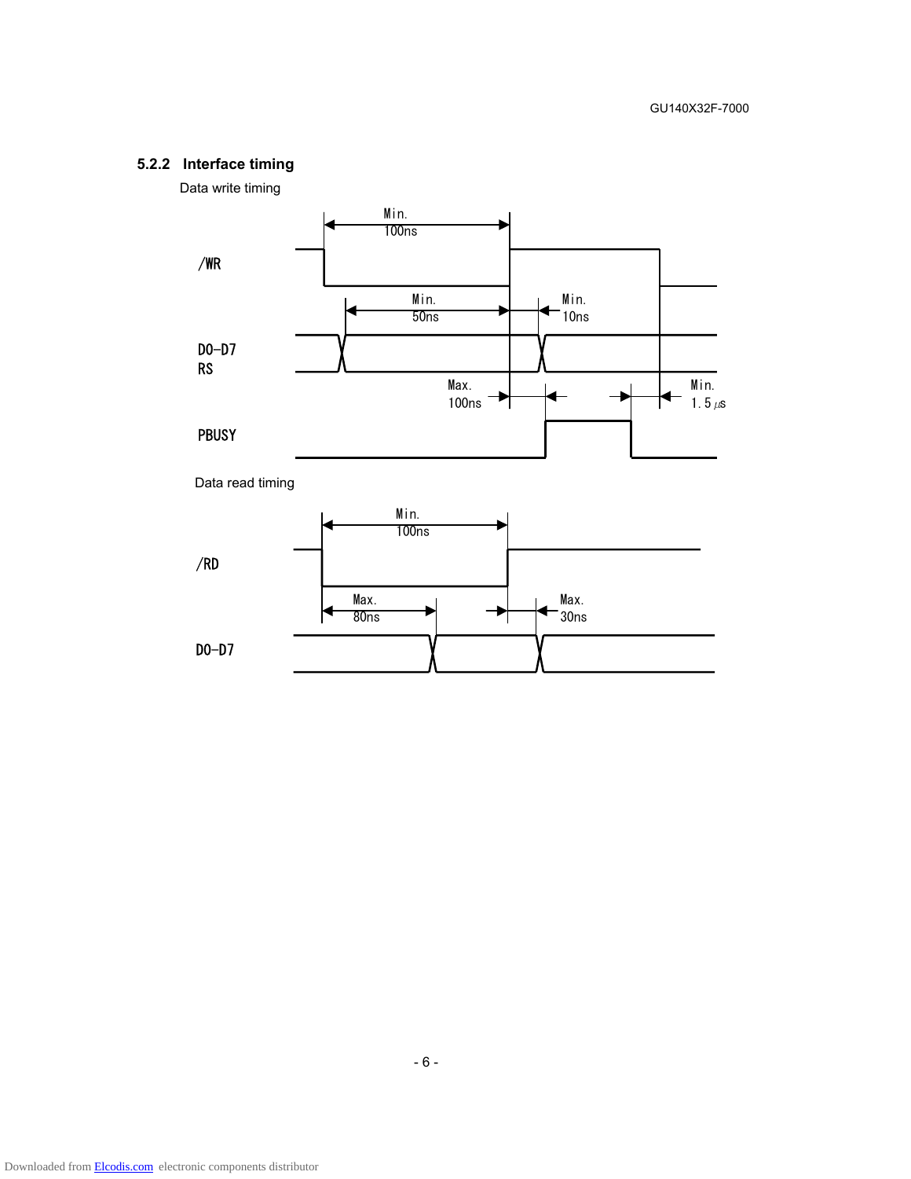### 5.2.2 Interface timing

Data write timing

/WR

D0-D7
RS

PBUSY

Min. 100ns

Min. 50ns

Min. 10ns

Max. 100ns

Min. 1.5μs

Data read timing

/RD

D0-D7

Min. 100ns

Max. 80ns

Max. 30ns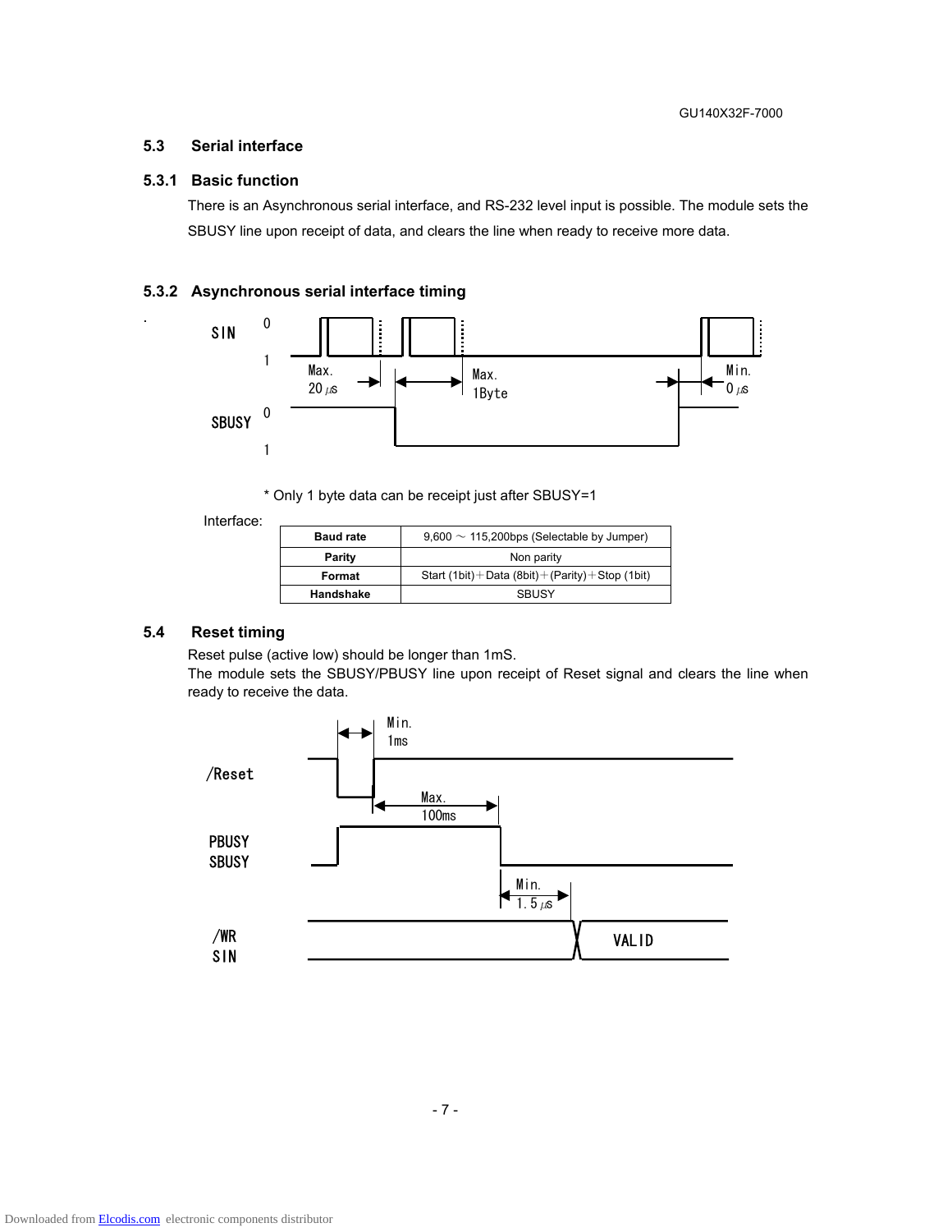### 5.3 Serial interface

#### 5.3.1 Basic function

There is an Asynchronous serial interface, and RS-232 level input is possible. The module sets the SBUSY line upon receipt of data, and clears the line when ready to receive more data.

#### 5.3.2 Asynchronous serial interface timing

SIN 0 1 Max. 20 μs Max. 1Byte Min. 0 μs SBUSY 0 1

\* Only 1 byte data can be receipt just after SBUSY=1

Interface:

| Baud rate | 9,600 ～ 115,200bps (Selectable by Jumper) |
|---|---|
| Parity | Non parity |
| Format | Start (1bit)＋Data (8bit)＋(Parity)＋Stop (1bit) |
| Handshake | SBUSY |

### 5.4 Reset timing

Reset pulse (active low) should be longer than 1mS.
The module sets the SBUSY/PBUSY line upon receipt of Reset signal and clears the line when ready to receive the data.

/Reset Min. 1ms Max. 100ms PBUSY SBUSY Min. 1.5 μs /WR SIN VALID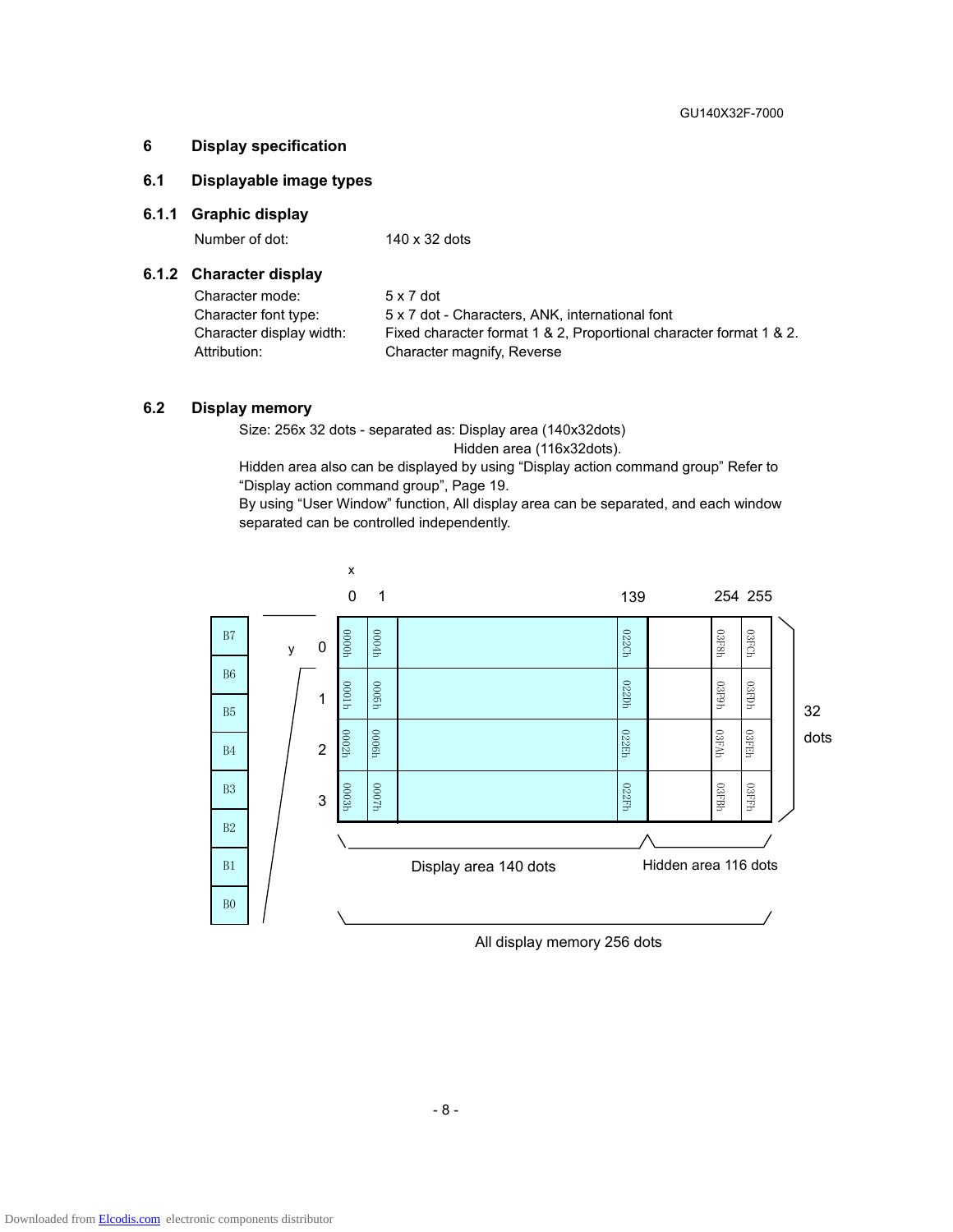# 6 Display specification

## 6.1 Displayable image types

### 6.1.1 Graphic display

Number of dot: 140 x 32 dots

### 6.1.2 Character display

| | |
|---|---|
| Character mode: | 5 x 7 dot |
| Character font type: | 5 x 7 dot - Characters, ANK, international font |
| Character display width: | Fixed character format 1 & 2, Proportional character format 1 & 2. |
| Attribution: | Character magnify, Reverse |

## 6.2 Display memory

Size: 256x 32 dots - separated as: Display area (140x32dots)
Hidden area (116x32dots).

Hidden area also can be displayed by using “Display action command group” Refer to “Display action command group”, Page 19.

By using “User Window” function, All display area can be separated, and each window separated can be controlled independently.

| y \ x | 0 | 1 | ... | 139 | ... | 254 | 255 |
|---|---|---|---|---|---|---|---|
| 0 | 0000h | 0004h | | 022Ch | | 03F8h | 03FCh |
| 1 | 0001h | 0005h | | 022Dh | | 03F9h | 03FDh |
| 2 | 0002h | 0006h | | 022Eh | | 03FAh | 03FEh |
| 3 | 0003h | 0007h | | 022Fh | | 03FBh | 03FFh |

Each byte: B7 (top) to B0 (bottom). 32 dots.

Display area 140 dots — Hidden area 116 dots

All display memory 256 dots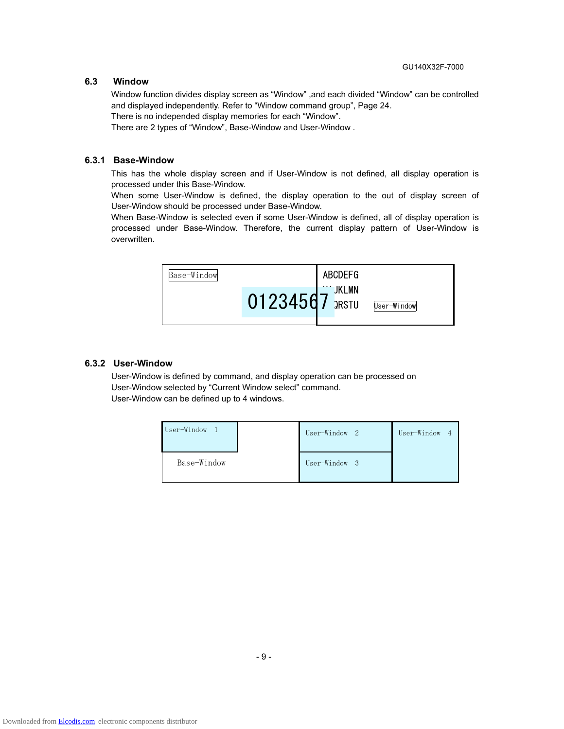## 6.3 Window

Window function divides display screen as “Window” ,and each divided “Window” can be controlled and displayed independently. Refer to “Window command group”, Page 24.
There is no independed display memories for each “Window”.
There are 2 types of “Window”, Base-Window and User-Window .

### 6.3.1 Base-Window

This has the whole display screen and if User-Window is not defined, all display operation is processed under this Base-Window.
When some User-Window is defined, the display operation to the out of display screen of User-Window should be processed under Base-Window.
When Base-Window is selected even if some User-Window is defined, all of display operation is processed under Base-Window. Therefore, the current display pattern of User-Window is overwritten.

Base-Window

01234567

ABCDEFG
…JKLMN
QRSTU

User-Window

### 6.3.2 User-Window

User-Window is defined by command, and display operation can be processed on User-Window selected by “Current Window select” command.
User-Window can be defined up to 4 windows.

User-Window 1

Base-Window

User-Window 2

User-Window 3

User-Window 4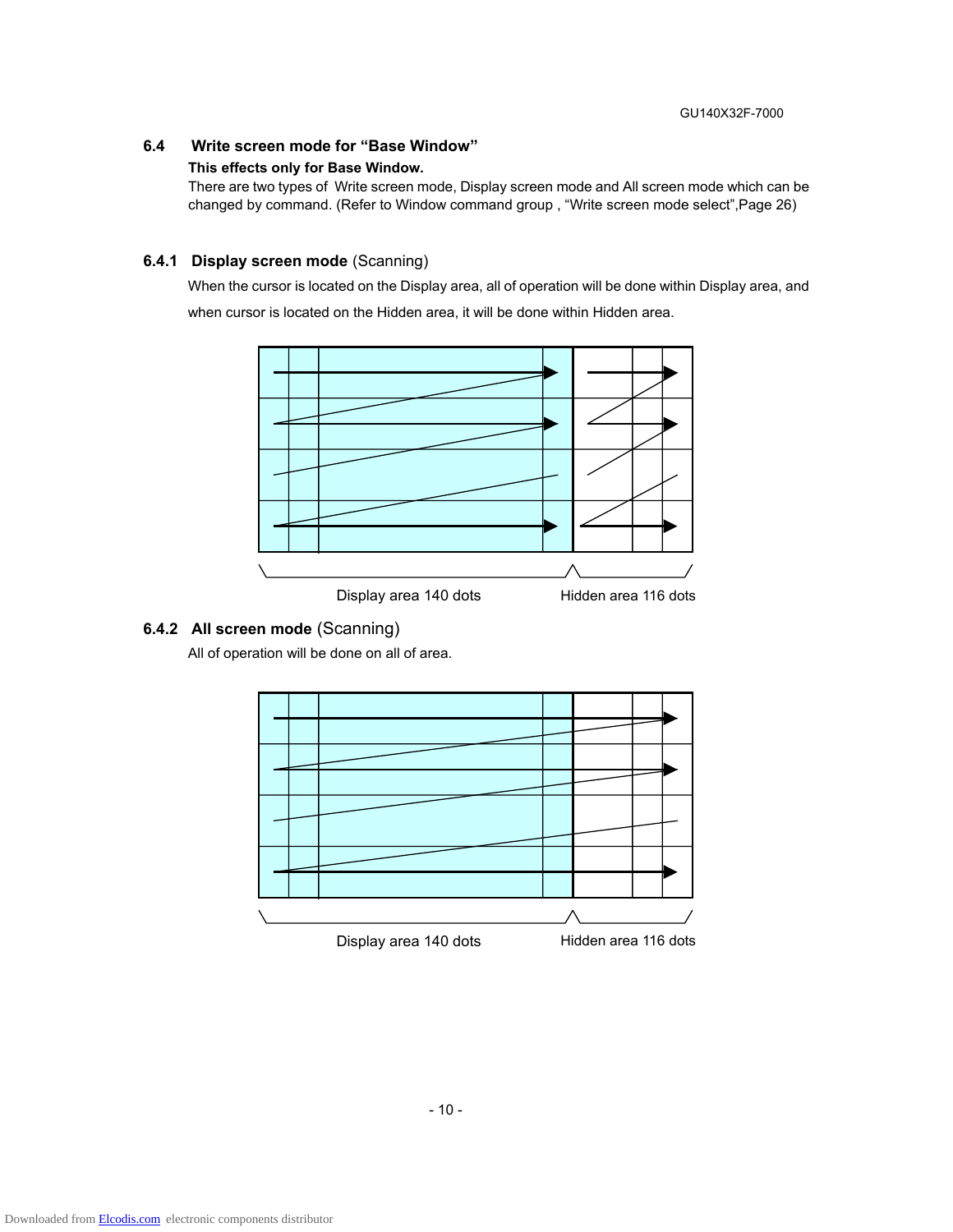## 6.4 Write screen mode for “Base Window”

**This effects only for Base Window.**

There are two types of Write screen mode, Display screen mode and All screen mode which can be changed by command. (Refer to Window command group , “Write screen mode select”,Page 26)

### 6.4.1 Display screen mode (Scanning)

When the cursor is located on the Display area, all of operation will be done within Display area, and when cursor is located on the Hidden area, it will be done within Hidden area.

Display area 140 dots    Hidden area 116 dots

### 6.4.2 All screen mode (Scanning)

All of operation will be done on all of area.

Display area 140 dots    Hidden area 116 dots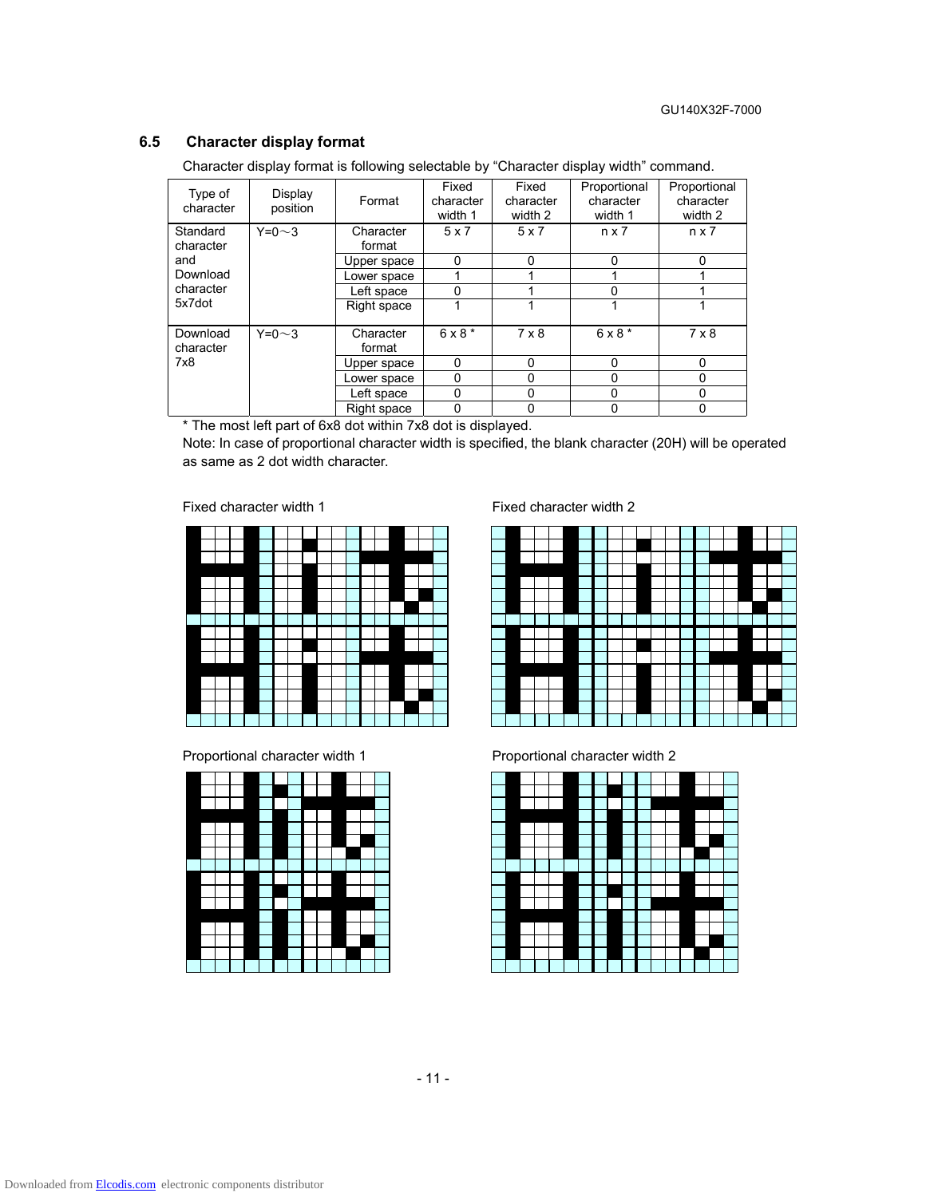## 6.5 Character display format

Character display format is following selectable by “Character display width” command.

| Type of character | Display position | Format | Fixed character width 1 | Fixed character width 2 | Proportional character width 1 | Proportional character width 2 |
|---|---|---|---|---|---|---|
| Standard character and Download character 5x7dot | Y=0～3 | Character format | 5 x 7 | 5 x 7 | n x 7 | n x 7 |
| | | Upper space | 0 | 0 | 0 | 0 |
| | | Lower space | 1 | 1 | 1 | 1 |
| | | Left space | 0 | 1 | 0 | 1 |
| | | Right space | 1 | 1 | 1 | 1 |
| Download character 7x8 | Y=0～3 | Character format | 6 x 8 * | 7 x 8 | 6 x 8 * | 7 x 8 |
| | | Upper space | 0 | 0 | 0 | 0 |
| | | Lower space | 0 | 0 | 0 | 0 |
| | | Left space | 0 | 0 | 0 | 0 |
| | | Right space | 0 | 0 | 0 | 0 |

* The most left part of 6x8 dot within 7x8 dot is displayed.

Note: In case of proportional character width is specified, the blank character (20H) will be operated as same as 2 dot width character.

Fixed character width 1

Fixed character width 2

Proportional character width 1

Proportional character width 2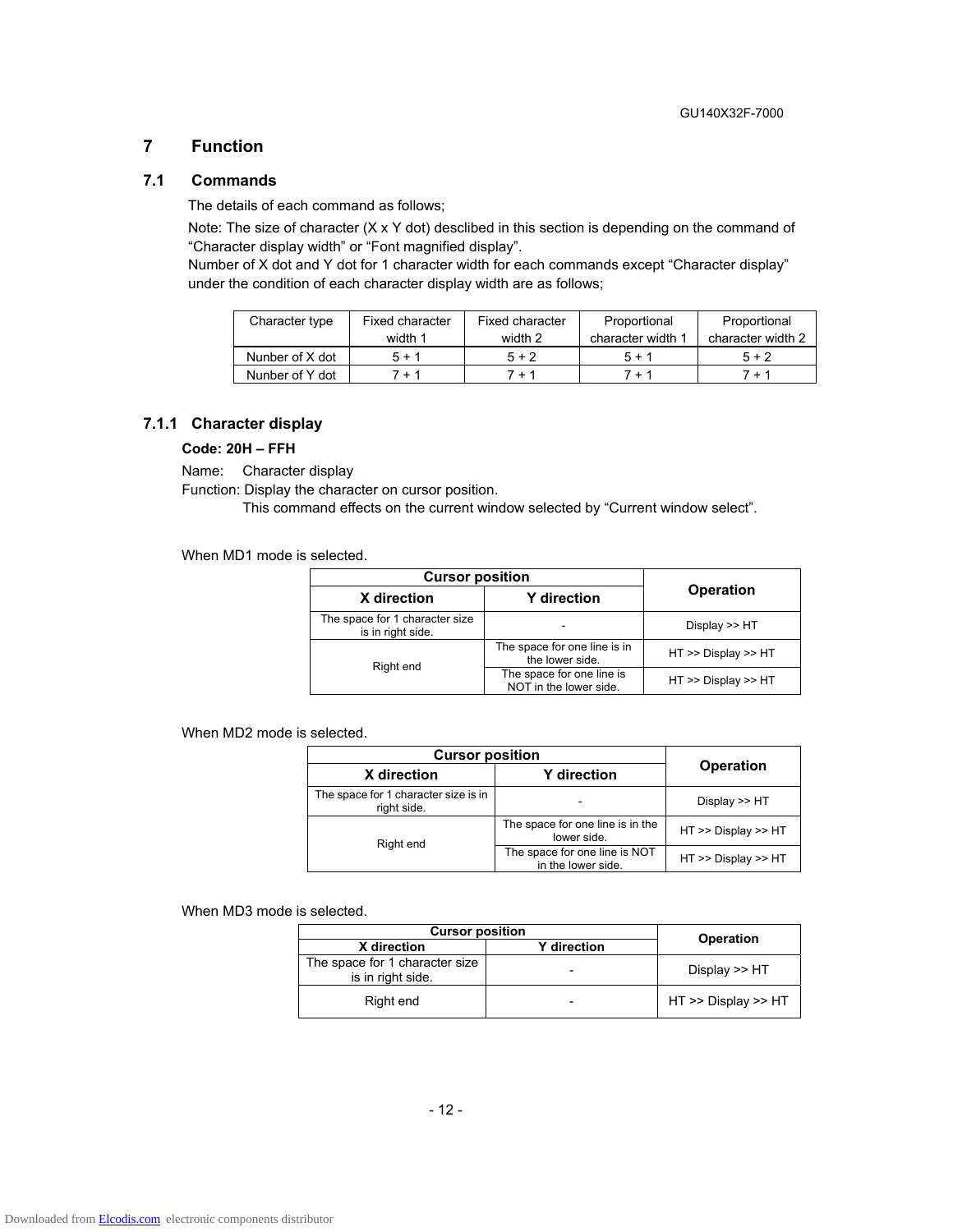# 7 Function

## 7.1 Commands

The details of each command as follows;

Note: The size of character (X x Y dot) desclibed in this section is depending on the command of "Character display width" or "Font magnified display".
Number of X dot and Y dot for 1 character width for each commands except "Character display" under the condition of each character display width are as follows;

| Character type | Fixed character width 1 | Fixed character width 2 | Proportional character width 1 | Proportional character width 2 |
|---|---|---|---|---|
| Nunber of X dot | 5 + 1 | 5 + 2 | 5 + 1 | 5 + 2 |
| Nunber of Y dot | 7 + 1 | 7 + 1 | 7 + 1 | 7 + 1 |

### 7.1.1 Character display

**Code: 20H – FFH**

Name: Character display
Function: Display the character on cursor position.
This command effects on the current window selected by "Current window select".

When MD1 mode is selected.

| Cursor position | | Operation |
|---|---|---|
| X direction | Y direction | |
| The space for 1 character size is in right side. | - | Display >> HT |
| Right end | The space for one line is in the lower side. | HT >> Display >> HT |
| | The space for one line is NOT in the lower side. | HT >> Display >> HT |

When MD2 mode is selected.

| Cursor position | | Operation |
|---|---|---|
| X direction | Y direction | |
| The space for 1 character size is in right side. | - | Display >> HT |
| Right end | The space for one line is in the lower side. | HT >> Display >> HT |
| | The space for one line is NOT in the lower side. | HT >> Display >> HT |

When MD3 mode is selected.

| Cursor position | | Operation |
|---|---|---|
| X direction | Y direction | |
| The space for 1 character size is in right side. | - | Display >> HT |
| Right end | - | HT >> Display >> HT |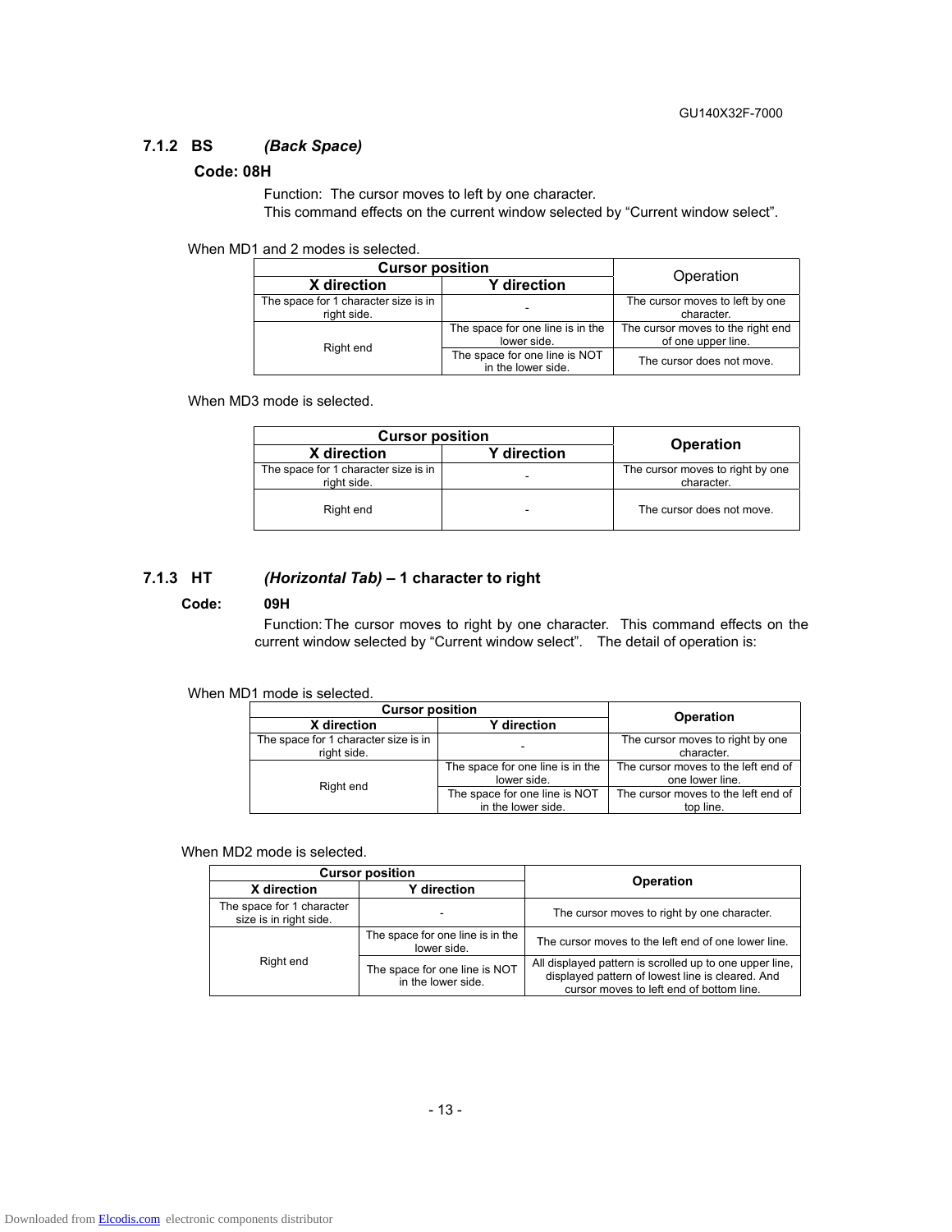### 7.1.2 BS *(Back Space)*

**Code: 08H**

Function: The cursor moves to left by one character.
This command effects on the current window selected by “Current window select”.

When MD1 and 2 modes is selected.

| Cursor position | | Operation |
|---|---|---|
| X direction | Y direction | |
| The space for 1 character size is in right side. | - | The cursor moves to left by one character. |
| Right end | The space for one line is in the lower side. | The cursor moves to the right end of one upper line. |
| | The space for one line is NOT in the lower side. | The cursor does not move. |

When MD3 mode is selected.

| Cursor position | | Operation |
|---|---|---|
| X direction | Y direction | |
| The space for 1 character size is in right side. | - | The cursor moves to right by one character. |
| Right end | - | The cursor does not move. |

### 7.1.3 HT *(Horizontal Tab)* – 1 character to right

**Code: 09H**

Function: The cursor moves to right by one character. This command effects on the current window selected by “Current window select”. The detail of operation is:

When MD1 mode is selected.

| Cursor position | | Operation |
|---|---|---|
| X direction | Y direction | |
| The space for 1 character size is in right side. | - | The cursor moves to right by one character. |
| Right end | The space for one line is in the lower side. | The cursor moves to the left end of one lower line. |
| | The space for one line is NOT in the lower side. | The cursor moves to the left end of top line. |

When MD2 mode is selected.

| Cursor position | | Operation |
|---|---|---|
| X direction | Y direction | |
| The space for 1 character size is in right side. | - | The cursor moves to right by one character. |
| Right end | The space for one line is in the lower side. | The cursor moves to the left end of one lower line. |
| | The space for one line is NOT in the lower side. | All displayed pattern is scrolled up to one upper line, displayed pattern of lowest line is cleared. And cursor moves to left end of bottom line. |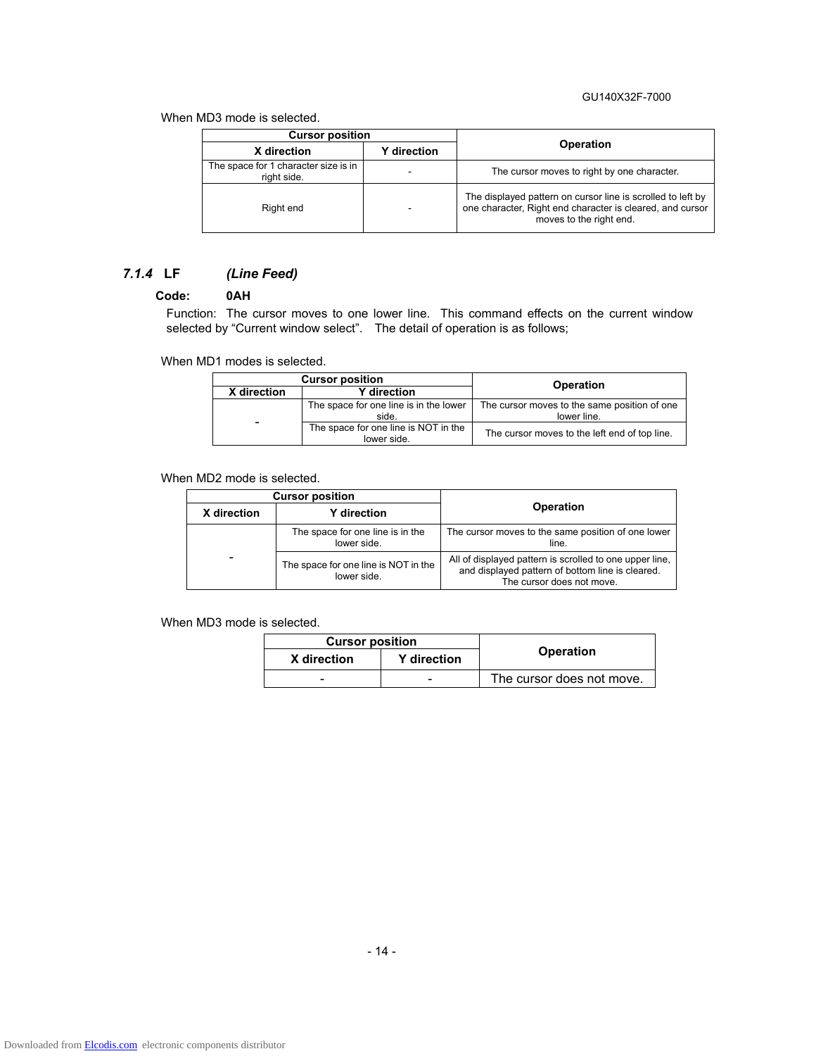When MD3 mode is selected.

| Cursor position | | Operation |
|---|---|---|
| X direction | Y direction | |
| The space for 1 character size is in right side. | - | The cursor moves to right by one character. |
| Right end | - | The displayed pattern on cursor line is scrolled to left by one character, Right end character is cleared, and cursor moves to the right end. |

### *7.1.4* LF *(Line Feed)*

**Code: 0AH**

Function: The cursor moves to one lower line. This command effects on the current window selected by "Current window select". The detail of operation is as follows;

When MD1 modes is selected.

| Cursor position | | Operation |
|---|---|---|
| X direction | Y direction | |
| - | The space for one line is in the lower side. | The cursor moves to the same position of one lower line. |
| | The space for one line is NOT in the lower side. | The cursor moves to the left end of top line. |

When MD2 mode is selected.

| Cursor position | | Operation |
|---|---|---|
| X direction | Y direction | |
| - | The space for one line is in the lower side. | The cursor moves to the same position of one lower line. |
| | The space for one line is NOT in the lower side. | All of displayed pattern is scrolled to one upper line, and displayed pattern of bottom line is cleared. The cursor does not move. |

When MD3 mode is selected.

| Cursor position | | Operation |
|---|---|---|
| X direction | Y direction | |
| - | - | The cursor does not move. |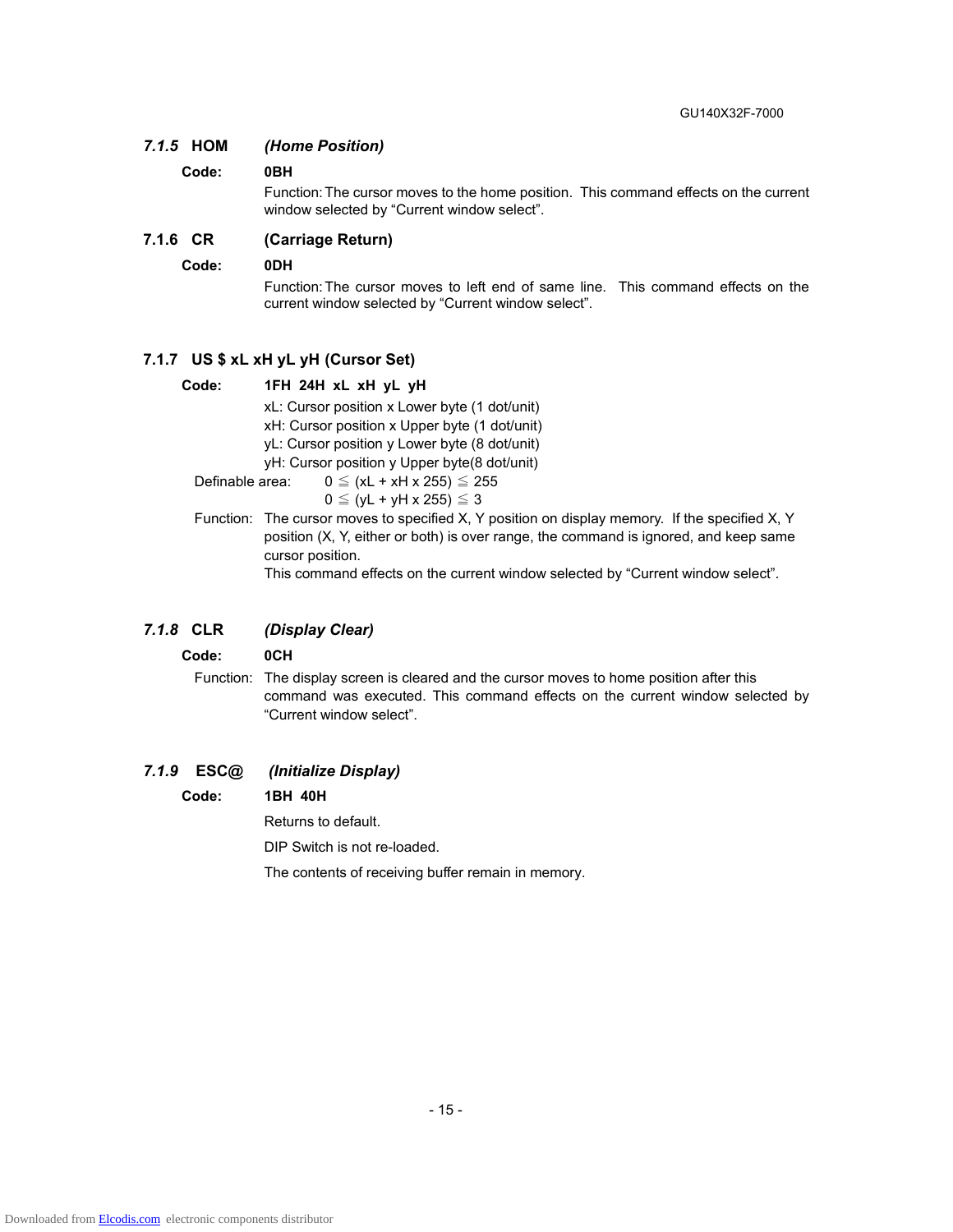### *7.1.5* HOM *(Home Position)*

**Code:** **0BH**

Function: The cursor moves to the home position. This command effects on the current window selected by "Current window select".

### 7.1.6 CR (Carriage Return)

**Code:** **0DH**

Function: The cursor moves to left end of same line. This command effects on the current window selected by "Current window select".

### 7.1.7 US $ xL xH yL yH (Cursor Set)

**Code:** **1FH 24H xL xH yL yH**

xL: Cursor position x Lower byte (1 dot/unit)
xH: Cursor position x Upper byte (1 dot/unit)
yL: Cursor position y Lower byte (8 dot/unit)
yH: Cursor position y Upper byte(8 dot/unit)

Definable area: $0 \leqq (xL + xH \times 255) \leqq 255$
$0 \leqq (yL + yH \times 255) \leqq 3$

Function: The cursor moves to specified X, Y position on display memory. If the specified X, Y position (X, Y, either or both) is over range, the command is ignored, and keep same cursor position.
This command effects on the current window selected by "Current window select".

### *7.1.8* CLR *(Display Clear)*

**Code:** **0CH**

Function: The display screen is cleared and the cursor moves to home position after this command was executed. This command effects on the current window selected by "Current window select".

### *7.1.9* ESC@ *(Initialize Display)*

**Code:** **1BH 40H**

Returns to default.

DIP Switch is not re-loaded.

The contents of receiving buffer remain in memory.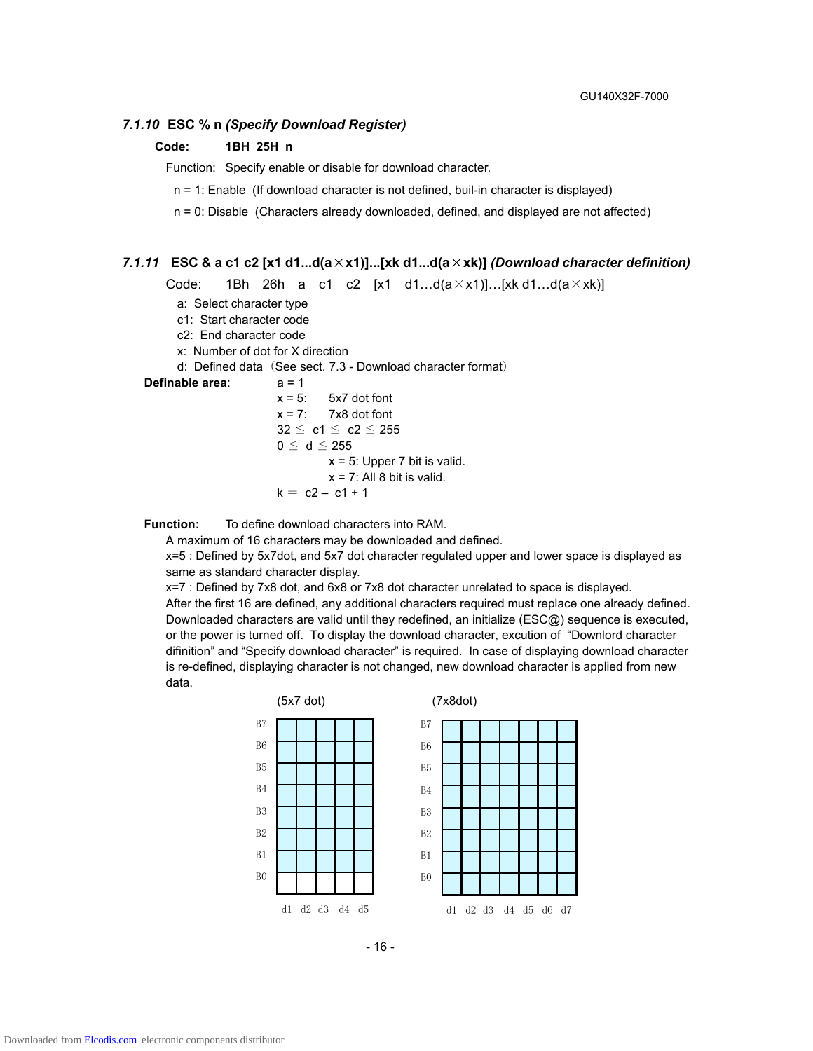### 7.1.10 ESC % n *(Specify Download Register)*

**Code:** **1BH 25H n**

Function: Specify enable or disable for download character.

n = 1: Enable (If download character is not defined, buil-in character is displayed)

n = 0: Disable (Characters already downloaded, defined, and displayed are not affected)

### 7.1.11 ESC & a c1 c2 [x1 d1...d(a×x1)]...[xk d1...d(a×xk)] *(Download character definition)*

Code: 1Bh 26h a c1 c2 [x1 d1…d(a×x1)]…[xk d1…d(a×xk)]

- a: Select character type
- c1: Start character code
- c2: End character code
- x: Number of dot for X direction
- d: Defined data（See sect. 7.3 - Download character format）

**Definable area**:

a = 1

x = 5: 5x7 dot font

x = 7: 7x8 dot font

$32 \leqq c1 \leqq c2 \leqq 255$

$0 \leqq d \leqq 255$

x = 5: Upper 7 bit is valid.

x = 7: All 8 bit is valid.

$k = c2 - c1 + 1$

**Function:** To define download characters into RAM.

A maximum of 16 characters may be downloaded and defined.

x=5 : Defined by 5x7dot, and 5x7 dot character regulated upper and lower space is displayed as same as standard character display.

x=7 : Defined by 7x8 dot, and 6x8 or 7x8 dot character unrelated to space is displayed.

After the first 16 are defined, any additional characters required must replace one already defined. Downloaded characters are valid until they redefined, an initialize (ESC@) sequence is executed, or the power is turned off. To display the download character, excution of "Downlord character difinition" and "Specify download character" is required. In case of displaying download character is re-defined, displaying character is not changed, new download character is applied from new data.

(5x7 dot) (7x8dot)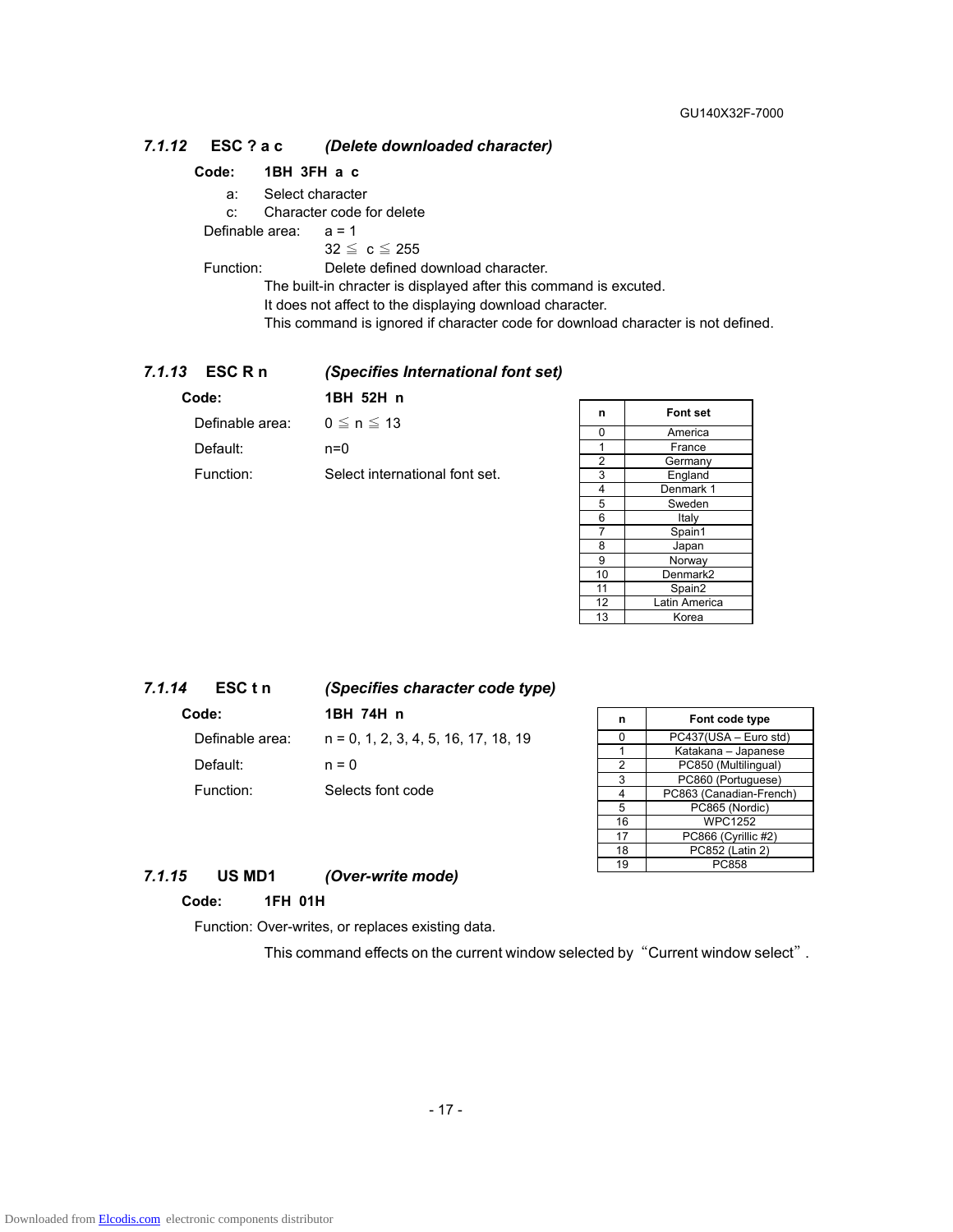### *7.1.12* ESC ? a c *(Delete downloaded character)*

**Code:** **1BH 3FH a c**

a: Select character
c: Character code for delete

Definable area: a = 1
$32 \leqq c \leqq 255$

Function: Delete defined download character.
The built-in chracter is displayed after this command is excuted.
It does not affect to the displaying download character.
This command is ignored if character code for download character is not defined.

### *7.1.13* ESC R n *(Specifies International font set)*

**Code:** **1BH 52H n**

Definable area: $0 \leqq n \leqq 13$

Default: n=0

Function: Select international font set.

| n | Font set |
|---|---|
| 0 | America |
| 1 | France |
| 2 | Germany |
| 3 | England |
| 4 | Denmark 1 |
| 5 | Sweden |
| 6 | Italy |
| 7 | Spain1 |
| 8 | Japan |
| 9 | Norway |
| 10 | Denmark2 |
| 11 | Spain2 |
| 12 | Latin America |
| 13 | Korea |

### *7.1.14* ESC t n *(Specifies character code type)*

**Code:** **1BH 74H n**

Definable area: n = 0, 1, 2, 3, 4, 5, 16, 17, 18, 19

Default: n = 0

Function: Selects font code

| n | Font code type |
|---|---|
| 0 | PC437(USA – Euro std) |
| 1 | Katakana – Japanese |
| 2 | PC850 (Multilingual) |
| 3 | PC860 (Portuguese) |
| 4 | PC863 (Canadian-French) |
| 5 | PC865 (Nordic) |
| 16 | WPC1252 |
| 17 | PC866 (Cyrillic #2) |
| 18 | PC852 (Latin 2) |
| 19 | PC858 |

### *7.1.15* US MD1 *(Over-write mode)*

**Code:** **1FH 01H**

Function: Over-writes, or replaces existing data.
This command effects on the current window selected by “Current window select”.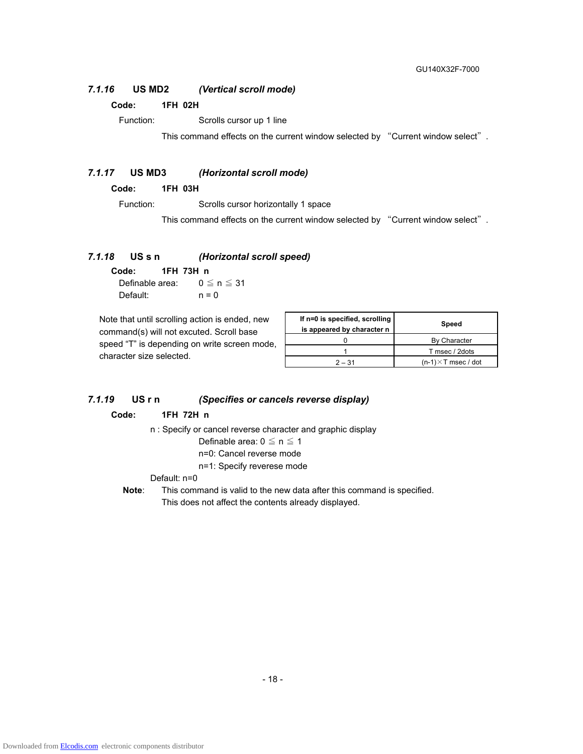### *7.1.16* US MD2 *(Vertical scroll mode)*

**Code: 1FH 02H**

Function: Scrolls cursor up 1 line

This command effects on the current window selected by "Current window select".

### *7.1.17* US MD3 *(Horizontal scroll mode)*

**Code: 1FH 03H**

Function: Scrolls cursor horizontally 1 space

This command effects on the current window selected by "Current window select".

### *7.1.18* US s n *(Horizontal scroll speed)*

**Code: 1FH 73H n**

Definable area: 0 ≦ n ≦ 31

Default: n = 0

Note that until scrolling action is ended, new command(s) will not excuted. Scroll base speed "T" is depending on write screen mode, character size selected.

| If n=0 is specified, scrolling is appeared by character n | Speed |
|---|---|
| 0 | By Character |
| 1 | T msec / 2dots |
| 2 – 31 | (n-1)×T msec / dot |

### *7.1.19* US r n *(Specifies or cancels reverse display)*

**Code: 1FH 72H n**

n : Specify or cancel reverse character and graphic display

Definable area: 0 ≦ n ≦ 1

n=0: Cancel reverse mode

n=1: Specify reverese mode

Default: n=0

**Note**: This command is valid to the new data after this command is specified. This does not affect the contents already displayed.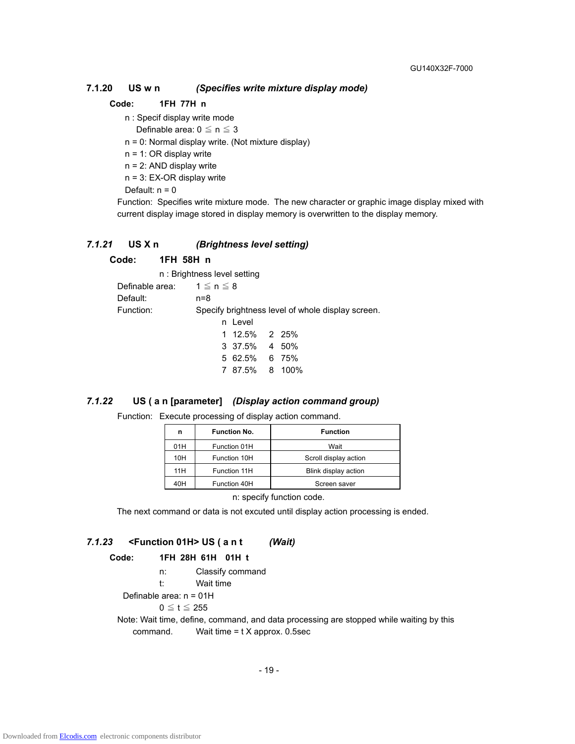### 7.1.20 US w n *(Specifies write mixture display mode)*

**Code: 1FH 77H n**

n : Specif display write mode
Definable area: 0 ≦ n ≦ 3

n = 0: Normal display write. (Not mixture display)
n = 1: OR display write
n = 2: AND display write
n = 3: EX-OR display write
Default: n = 0

Function: Specifies write mixture mode. The new character or graphic image display mixed with current display image stored in display memory is overwritten to the display memory.

### *7.1.21* US X n *(Brightness level setting)*

**Code: 1FH 58H n**

n : Brightness level setting

Definable area: 1 ≦ n ≦ 8
Default: n=8
Function: Specify brightness level of whole display screen.

| n | Level | n | Level |
|---|---|---|---|
| 1 | 12.5% | 2 | 25% |
| 3 | 37.5% | 4 | 50% |
| 5 | 62.5% | 6 | 75% |
| 7 | 87.5% | 8 | 100% |

### *7.1.22* US ( a n [parameter] *(Display action command group)*

Function: Execute processing of display action command.

| n | Function No. | Function |
|---|---|---|
| 01H | Function 01H | Wait |
| 10H | Function 10H | Scroll display action |
| 11H | Function 11H | Blink display action |
| 40H | Function 40H | Screen saver |

n: specify function code.

The next command or data is not excuted until display action processing is ended.

### *7.1.23* <Function 01H> US ( a n t *(Wait)*

**Code: 1FH 28H 61H 01H t**

n: Classify command
t: Wait time

Definable area: n = 01H
0 ≦ t ≦ 255

Note: Wait time, define, command, and data processing are stopped while waiting by this command. Wait time = t X approx. 0.5sec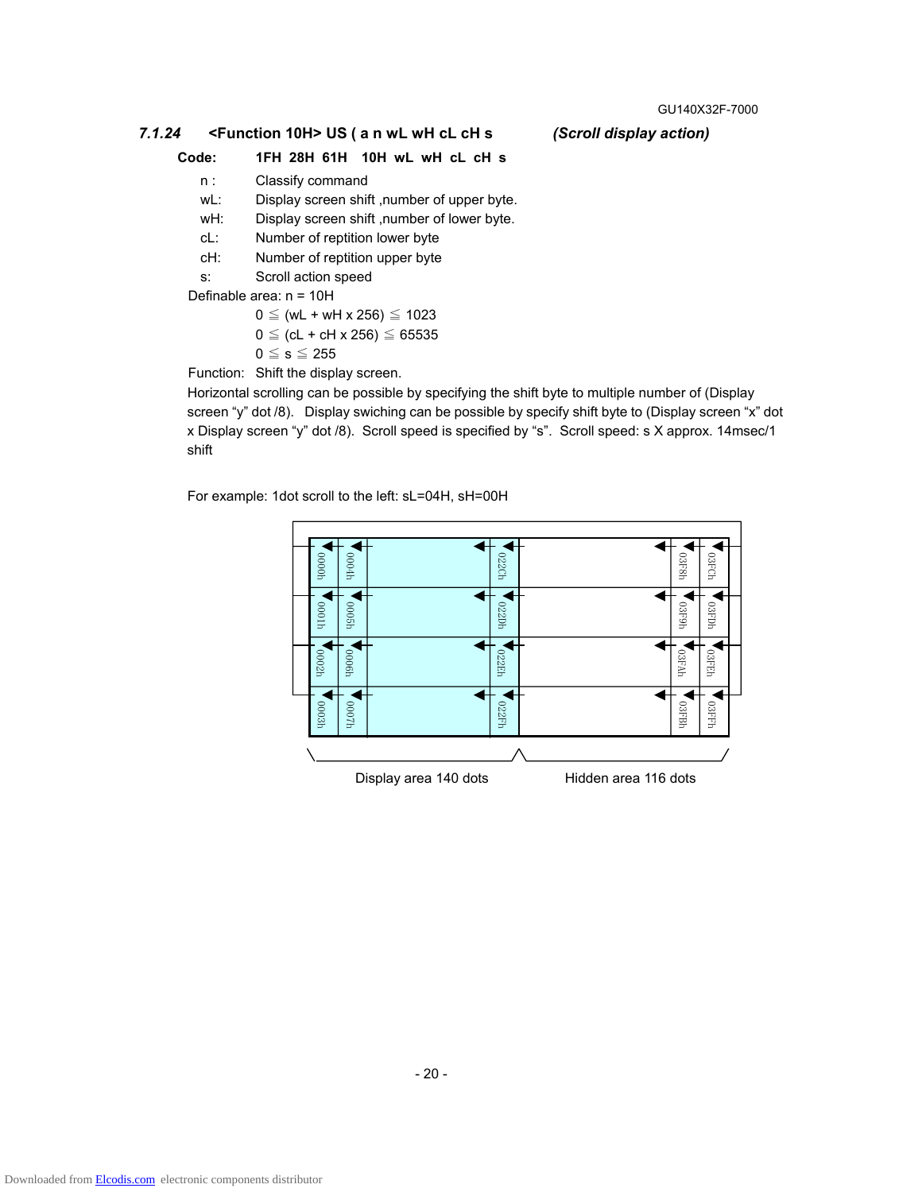### 7.1.24 <Function 10H> US ( a n wL wH cL cH s *(Scroll display action)*

**Code: 1FH 28H 61H 10H wL wH cL cH s**

- n : Classify command
- wL: Display screen shift ,number of upper byte.
- wH: Display screen shift ,number of lower byte.
- cL: Number of reptition lower byte
- cH: Number of reptition upper byte
- s: Scroll action speed

Definable area: n = 10H

$0 \leqq (wL + wH \times 256) \leqq 1023$

$0 \leqq (cL + cH \times 256) \leqq 65535$

$0 \leqq s \leqq 255$

Function: Shift the display screen.

Horizontal scrolling can be possible by specifying the shift byte to multiple number of (Display screen "y" dot /8). Display swiching can be possible by specify shift byte to (Display screen "x" dot x Display screen "y" dot /8). Scroll speed is specified by "s". Scroll speed: s X approx. 14msec/1 shift

For example: 1dot scroll to the left: sL=04H, sH=00H

| 0000h | 0004h | | 022Ch | | 03F8h | 03FCh |
|---|---|---|---|---|---|---|
| 0001h | 0005h | | 022Dh | | 03F9h | 03FDh |
| 0002h | 0006h | | 022Eh | | 03FAh | 03FEh |
| 0003h | 0007h | | 022Fh | | 03FBh | 03FFh |

Display area 140 dots Hidden area 116 dots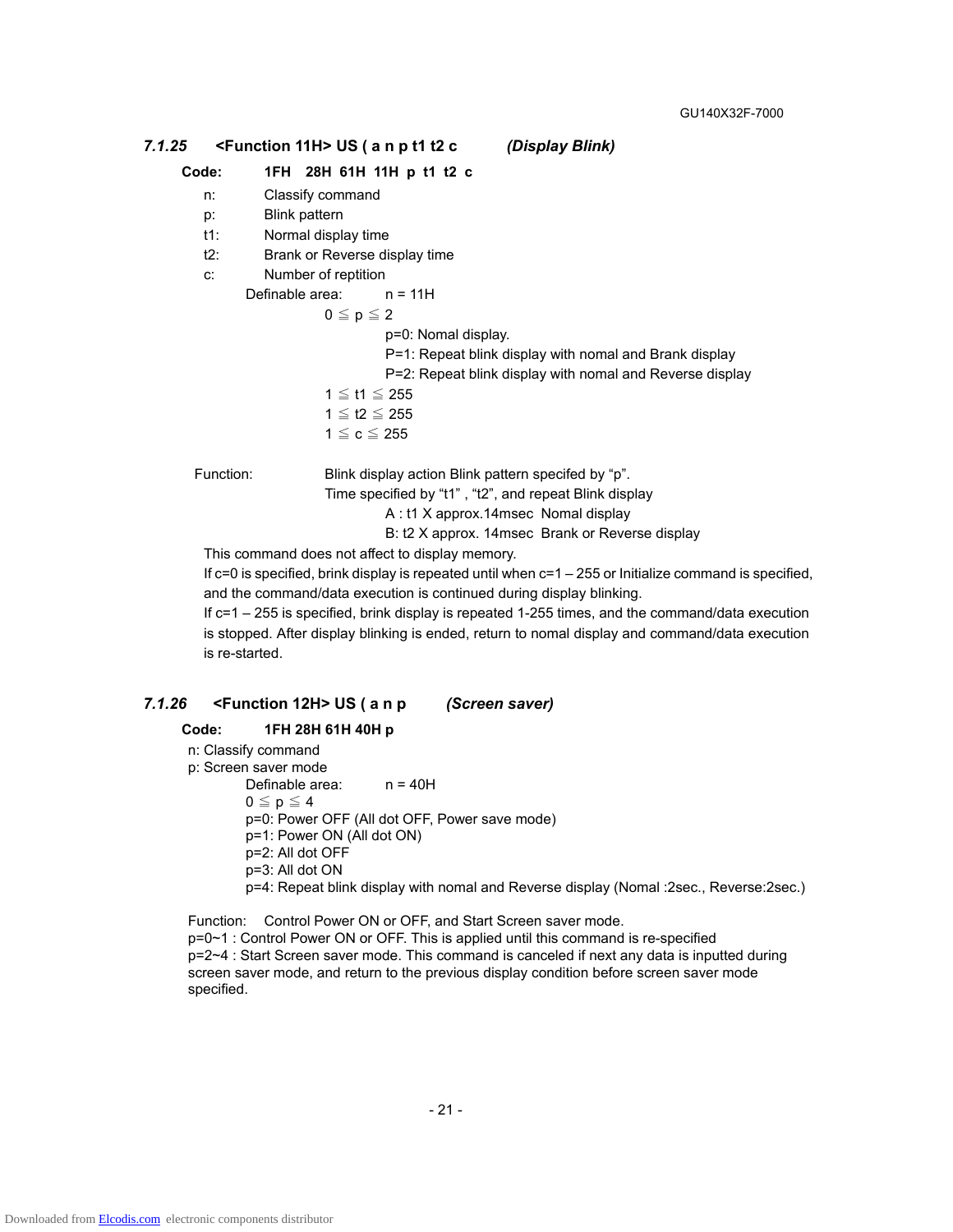### *7.1.25* <Function 11H> US ( a n p t1 t2 c *(Display Blink)*

**Code: 1FH 28H 61H 11H p t1 t2 c**

- n: Classify command
- p: Blink pattern
- t1: Normal display time
- t2: Brank or Reverse display time
- c: Number of reptition

Definable area: n = 11H

$0 \leqq p \leqq 2$

p=0: Nomal display.

P=1: Repeat blink display with nomal and Brank display

P=2: Repeat blink display with nomal and Reverse display

$1 \leqq t1 \leqq 255$

$1 \leqq t2 \leqq 255$

$1 \leqq c \leqq 255$

Function: Blink display action Blink pattern specifed by “p”.
Time specified by “t1” , “t2”, and repeat Blink display

A : t1 X approx.14msec Nomal display

B: t2 X approx. 14msec Brank or Reverse display

This command does not affect to display memory.

If c=0 is specified, brink display is repeated until when c=1 – 255 or Initialize command is specified, and the command/data execution is continued during display blinking.

If c=1 – 255 is specified, brink display is repeated 1-255 times, and the command/data execution is stopped. After display blinking is ended, return to nomal display and command/data execution is re-started.

### *7.1.26* <Function 12H> US ( a n p *(Screen saver)*

**Code: 1FH 28H 61H 40H p**

n: Classify command

p: Screen saver mode

Definable area: n = 40H

$0 \leqq p \leqq 4$

p=0: Power OFF (All dot OFF, Power save mode)

p=1: Power ON (All dot ON)

p=2: All dot OFF

p=3: All dot ON

p=4: Repeat blink display with nomal and Reverse display (Nomal :2sec., Reverse:2sec.)

Function: Control Power ON or OFF, and Start Screen saver mode.

p=0~1 : Control Power ON or OFF. This is applied until this command is re-specified

p=2~4 : Start Screen saver mode. This command is canceled if next any data is inputted during screen saver mode, and return to the previous display condition before screen saver mode specified.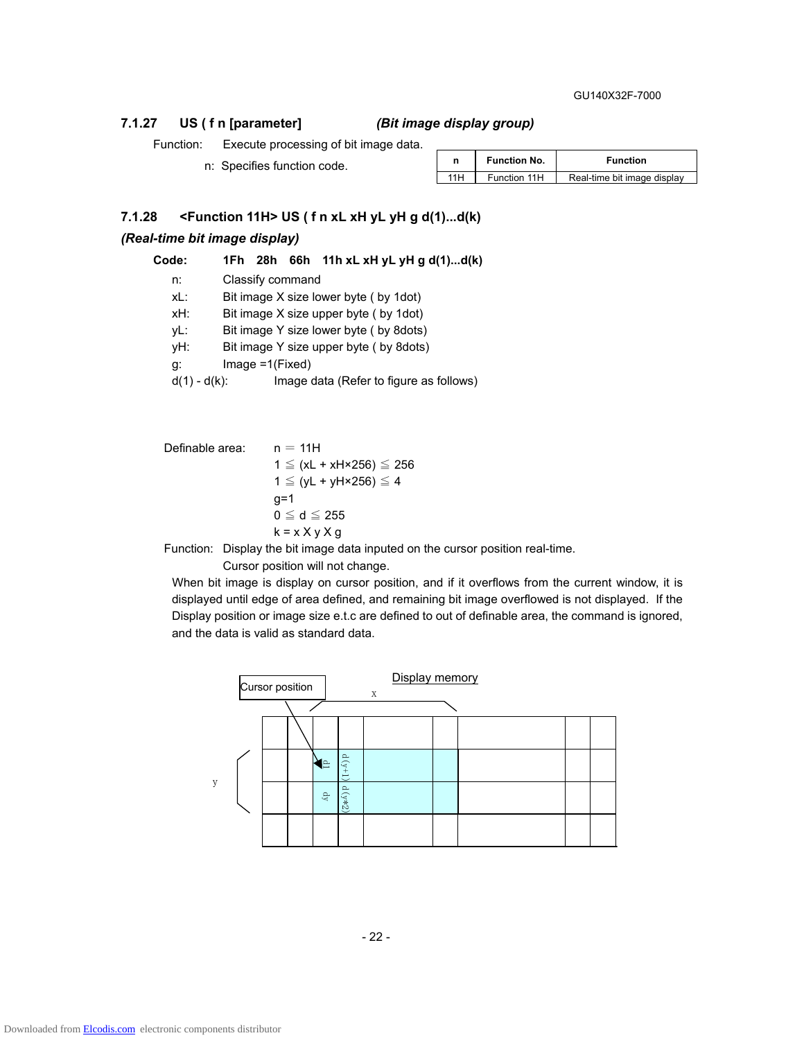### 7.1.27 US ( f n [parameter] *(Bit image display group)*

Function: Execute processing of bit image data.

n: Specifies function code.

| n | Function No. | Function |
|---|---|---|
| 11H | Function 11H | Real-time bit image display |

### 7.1.28 <Function 11H> US ( f n xL xH yL yH g d(1)...d(k)

***(Real-time bit image display)***

**Code: 1Fh 28h 66h 11h xL xH yL yH g d(1)...d(k)**

- n: Classify command
- xL: Bit image X size lower byte ( by 1dot)
- xH: Bit image X size upper byte ( by 1dot)
- yL: Bit image Y size lower byte ( by 8dots)
- yH: Bit image Y size upper byte ( by 8dots)
- g: Image =1(Fixed)
- d(1) - d(k): Image data (Refer to figure as follows)

Definable area:
n ＝ 11H
1 ≦ (xL + xH×256) ≦ 256
1 ≦ (yL + yH×256) ≦ 4
g=1
0 ≦ d ≦ 255
k = x X y X g

Function: Display the bit image data inputed on the cursor position real-time.
Cursor position will not change.

When bit image is display on cursor position, and if it overflows from the current window, it is displayed until edge of area defined, and remaining bit image overflowed is not displayed. If the Display position or image size e.t.c are defined to out of definable area, the command is ignored, and the data is valid as standard data.

Cursor position — Display memory — x — y — d1 — dy — d(y+1) — d(y*2)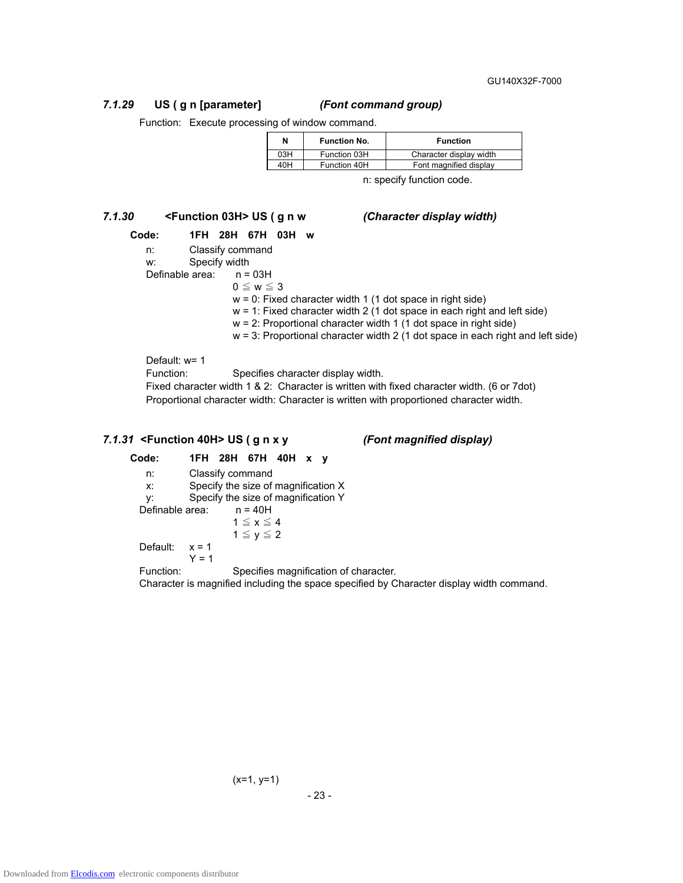### *7.1.29* US ( g n [parameter] *(Font command group)*

Function: Execute processing of window command.

| N | Function No. | Function |
|---|---|---|
| 03H | Function 03H | Character display width |
| 40H | Function 40H | Font magnified display |

n: specify function code.

### *7.1.30* <Function 03H> US ( g n w *(Character display width)*

**Code: 1FH 28H 67H 03H w**

n: Classify command
w: Specify width
Definable area: n = 03H
$0 \leqq w \leqq 3$
w = 0: Fixed character width 1 (1 dot space in right side)
w = 1: Fixed character width 2 (1 dot space in each right and left side)
w = 2: Proportional character width 1 (1 dot space in right side)
w = 3: Proportional character width 2 (1 dot space in each right and left side)

Default: w= 1
Function: Specifies character display width.
Fixed character width 1 & 2: Character is written with fixed character width. (6 or 7dot)
Proportional character width: Character is written with proportioned character width.

### *7.1.31* <Function 40H> US ( g n x y *(Font magnified display)*

**Code: 1FH 28H 67H 40H x y**

n: Classify command
x: Specify the size of magnification X
y: Specify the size of magnification Y
Definable area: n = 40H
$1 \leqq x \leqq 4$
$1 \leqq y \leqq 2$
Default: x = 1
Y = 1
Function: Specifies magnification of character.
Character is magnified including the space specified by Character display width command.

(x=1, y=1)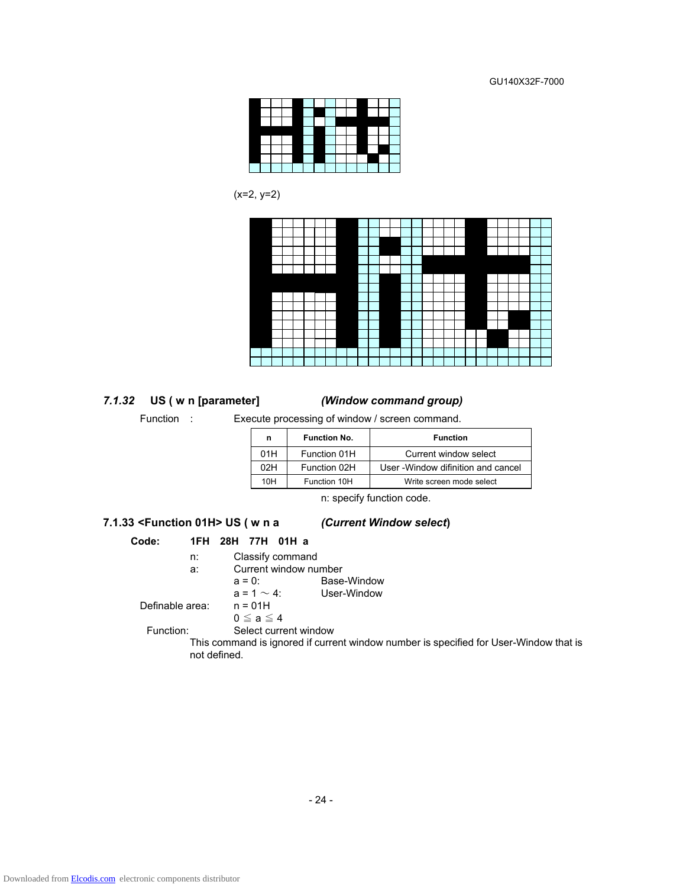(x=2, y=2)

### *7.1.32* US ( w n [parameter] *(Window command group)*

Function : Execute processing of window / screen command.

| n | Function No. | Function |
|---|---|---|
| 01H | Function 01H | Current window select |
| 02H | Function 02H | User -Window difinition and cancel |
| 10H | Function 10H | Write screen mode select |

n: specify function code.

### 7.1.33 <Function 01H> US ( w n a *(Current Window select)*

**Code:** **1FH 28H 77H 01H a**

n: Classify command

a: Current window number

a = 0: Base-Window

a = 1 ～ 4: User-Window

Definable area: n = 01H

$0 \leqq a \leqq 4$

Function: Select current window

This command is ignored if current window number is specified for User-Window that is not defined.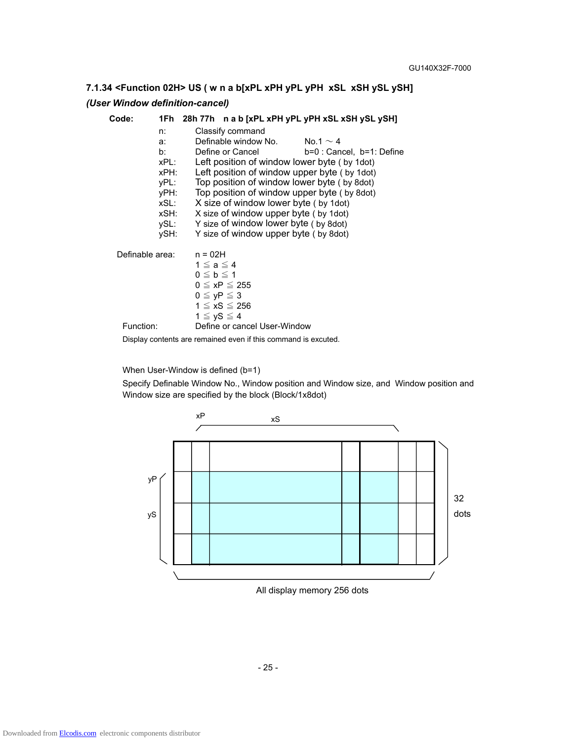### 7.1.34 <Function 02H> US ( w n a b[xPL xPH yPL yPH xSL xSH ySL ySH]

***(User Window definition-cancel)***

**Code:** **1Fh 28h 77h n a b [xPL xPH yPL yPH xSL xSH ySL ySH]**

| | | |
|---|---|---|
| n: | Classify command | |
| a: | Definable window No. | No.1 ～ 4 |
| b: | Define or Cancel | b=0 : Cancel, b=1: Define |
| xPL: | Left position of window lower byte ( by 1dot) | |
| xPH: | Left position of window upper byte ( by 1dot) | |
| yPL: | Top position of window lower byte ( by 8dot) | |
| yPH: | Top position of window upper byte ( by 8dot) | |
| xSL: | X size of window lower byte ( by 1dot) | |
| xSH: | X size of window upper byte ( by 1dot) | |
| ySL: | Y size of window lower byte ( by 8dot) | |
| ySH: | Y size of window upper byte ( by 8dot) | |

Definable area:

n = 02H
$1 \leqq a \leqq 4$
$0 \leqq b \leqq 1$
$0 \leqq xP \leqq 255$
$0 \leqq yP \leqq 3$
$1 \leqq xS \leqq 256$
$1 \leqq yS \leqq 4$

Function: Define or cancel User-Window

Display contents are remained even if this command is excuted.

When User-Window is defined (b=1)

Specify Definable Window No., Window position and Window size, and Window position and Window size are specified by the block (Block/1x8dot)

xP  xS

yP  yS

32 dots

All display memory 256 dots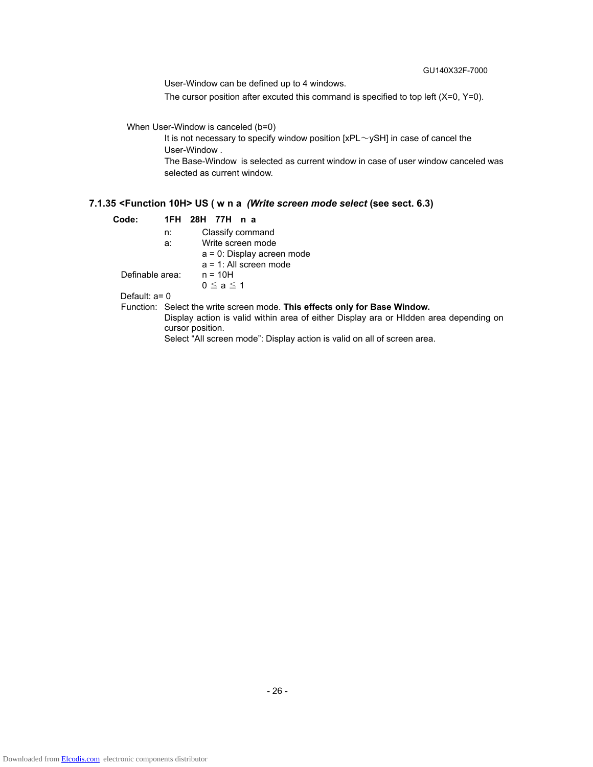User-Window can be defined up to 4 windows.
The cursor position after excuted this command is specified to top left (X=0, Y=0).

When User-Window is canceled (b=0)

It is not necessary to specify window position [xPL～ySH] in case of cancel the User-Window .
The Base-Window is selected as current window in case of user window canceled was selected as current window.

### 7.1.35 <Function 10H> US ( w n a *(Write screen mode select* (see sect. 6.3)

**Code:** **1FH 28H 77H n a**

n: Classify command
a: Write screen mode
a = 0: Display acreen mode
a = 1: All screen mode

Definable area: n = 10H
$0 \leqq a \leqq 1$

Default: a= 0

Function: Select the write screen mode. **This effects only for Base Window.**
Display action is valid within area of either Display ara or HIdden area depending on cursor position.
Select “All screen mode”: Display action is valid on all of screen area.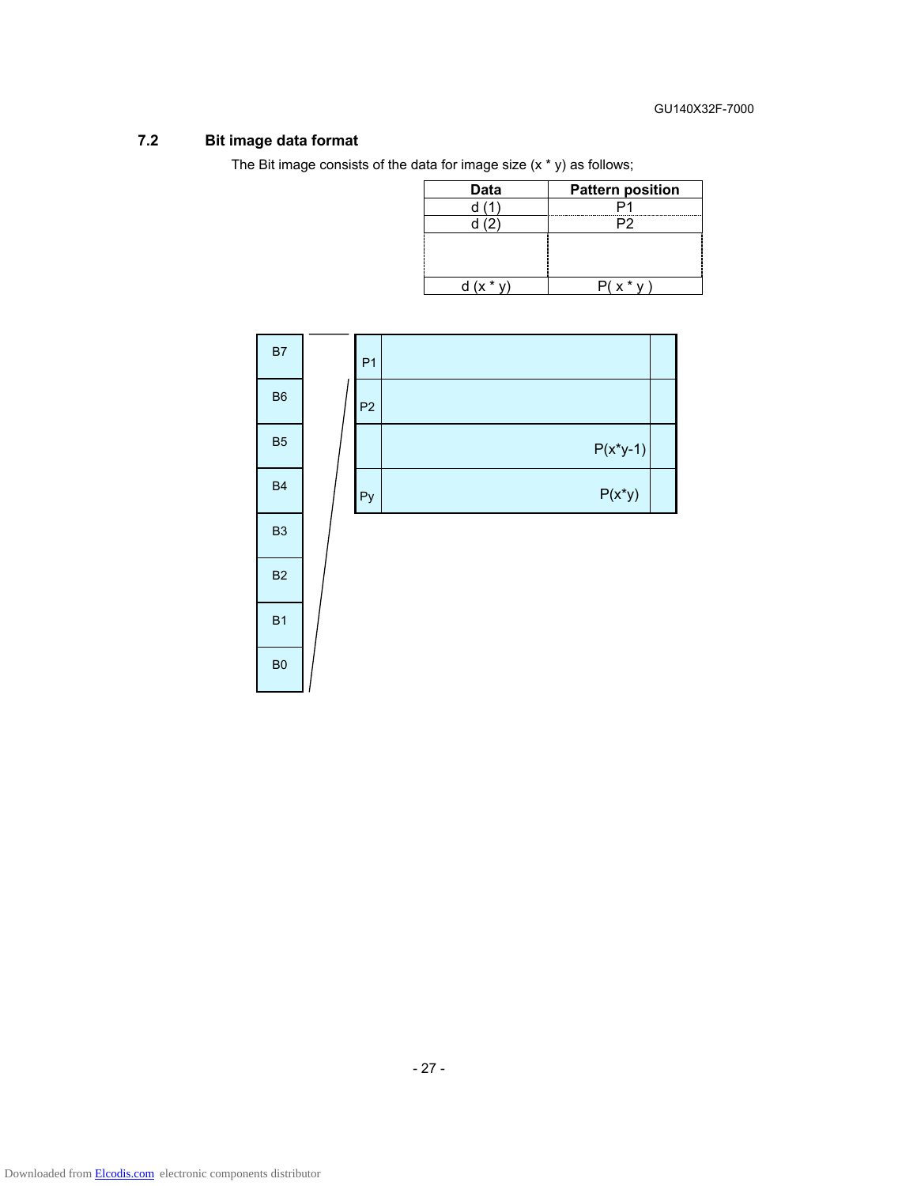## 7.2 Bit image data format

The Bit image consists of the data for image size (x * y) as follows;

| Data | Pattern position |
|---|---|
| d (1) | P1 |
| d (2) | P2 |
| | |
| d (x * y) | P( x * y ) |

B7

B6

B5

B4

B3

B2

B1

B0

P1

P2

P(x*y-1)

Py

P(x*y)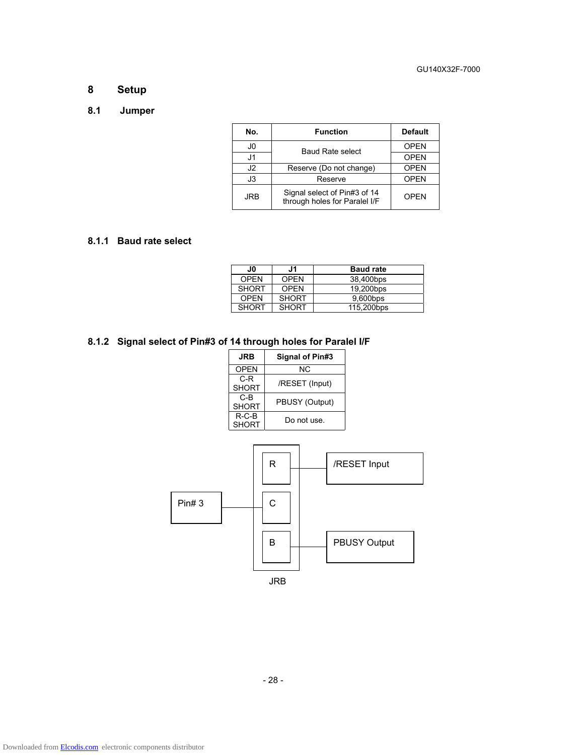# 8 Setup

## 8.1 Jumper

| No. | Function | Default |
|---|---|---|
| J0 | Baud Rate select | OPEN |
| J1 | | OPEN |
| J2 | Reserve (Do not change) | OPEN |
| J3 | Reserve | OPEN |
| JRB | Signal select of Pin#3 of 14 through holes for Paralel I/F | OPEN |

### 8.1.1 Baud rate select

| J0 | J1 | Baud rate |
|---|---|---|
| OPEN | OPEN | 38,400bps |
| SHORT | OPEN | 19,200bps |
| OPEN | SHORT | 9,600bps |
| SHORT | SHORT | 115,200bps |

### 8.1.2 Signal select of Pin#3 of 14 through holes for Paralel I/F

| JRB | Signal of Pin#3 |
|---|---|
| OPEN | NC |
| C-R SHORT | /RESET (Input) |
| C-B SHORT | PBUSY (Output) |
| R-C-B SHORT | Do not use. |

Pin# 3 — C; R — /RESET Input; B — PBUSY Output

JRB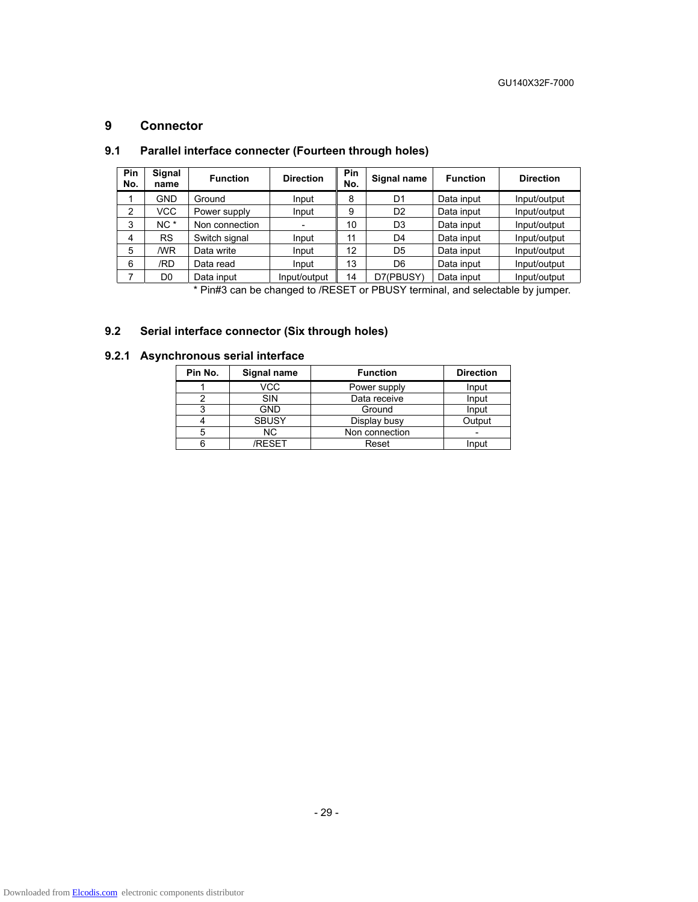# 9 Connector

## 9.1 Parallel interface connecter (Fourteen through holes)

| Pin No. | Signal name | Function | Direction | Pin No. | Signal name | Function | Direction |
|---|---|---|---|---|---|---|---|
| 1 | GND | Ground | Input | 8 | D1 | Data input | Input/output |
| 2 | VCC | Power supply | Input | 9 | D2 | Data input | Input/output |
| 3 | NC * | Non connection | - | 10 | D3 | Data input | Input/output |
| 4 | RS | Switch signal | Input | 11 | D4 | Data input | Input/output |
| 5 | /WR | Data write | Input | 12 | D5 | Data input | Input/output |
| 6 | /RD | Data read | Input | 13 | D6 | Data input | Input/output |
| 7 | D0 | Data input | Input/output | 14 | D7(PBUSY) | Data input | Input/output |

* Pin#3 can be changed to /RESET or PBUSY terminal, and selectable by jumper.

## 9.2 Serial interface connector (Six through holes)

### 9.2.1 Asynchronous serial interface

| Pin No. | Signal name | Function | Direction |
|---|---|---|---|
| 1 | VCC | Power supply | Input |
| 2 | SIN | Data receive | Input |
| 3 | GND | Ground | Input |
| 4 | SBUSY | Display busy | Output |
| 5 | NC | Non connection | - |
| 6 | /RESET | Reset | Input |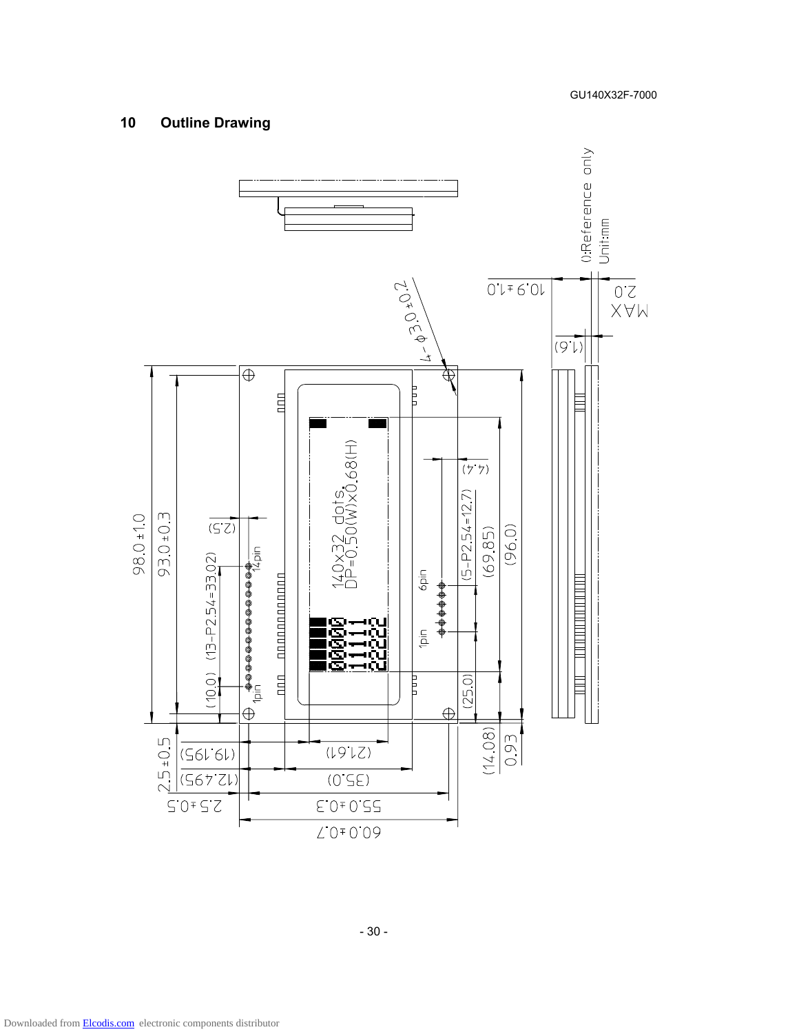## 10 Outline Drawing

():Reference only
Unit:mm

10.9±1.0

2.0 MAX

(1.6)

4-φ3.0±0.2

98.0±1.0

93.0±0.3

(2.5)

14pin

(13-P2.54=33.02)

(10.0)

1pin

140x32 dots
DP=0.50(W)x0.68(H)

6pin

1pin

(4.4)

(5-P2.54=12.7)

(69.85)

(96.0)

(25.0)

(14.08)

0.93

2.5±0.5

(19.195)

(21.61)

(12.495)

(35.0)

2.5±0.5

55.0±0.3

60.0±0.7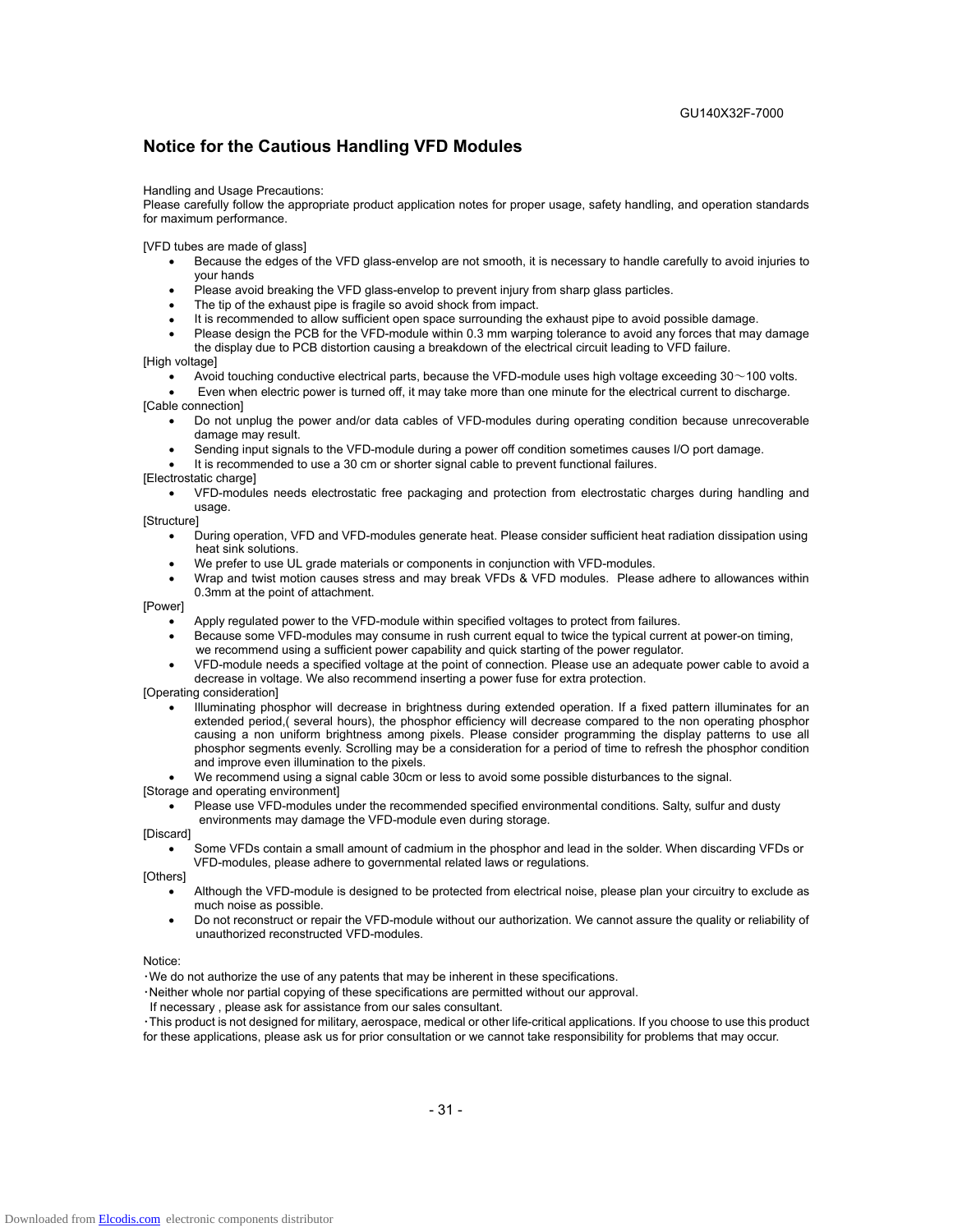## Notice for the Cautious Handling VFD Modules

Handling and Usage Precautions:
Please carefully follow the appropriate product application notes for proper usage, safety handling, and operation standards for maximum performance.

[VFD tubes are made of glass]

- Because the edges of the VFD glass-envelop are not smooth, it is necessary to handle carefully to avoid injuries to your hands
- Please avoid breaking the VFD glass-envelop to prevent injury from sharp glass particles.
- The tip of the exhaust pipe is fragile so avoid shock from impact.
- It is recommended to allow sufficient open space surrounding the exhaust pipe to avoid possible damage.
- Please design the PCB for the VFD-module within 0.3 mm warping tolerance to avoid any forces that may damage the display due to PCB distortion causing a breakdown of the electrical circuit leading to VFD failure.

[High voltage]

- Avoid touching conductive electrical parts, because the VFD-module uses high voltage exceeding 30～100 volts.
- Even when electric power is turned off, it may take more than one minute for the electrical current to discharge.

[Cable connection]

- Do not unplug the power and/or data cables of VFD-modules during operating condition because unrecoverable damage may result.
- Sending input signals to the VFD-module during a power off condition sometimes causes I/O port damage.
- It is recommended to use a 30 cm or shorter signal cable to prevent functional failures.

[Electrostatic charge]

- VFD-modules needs electrostatic free packaging and protection from electrostatic charges during handling and usage.

[Structure]

- During operation, VFD and VFD-modules generate heat. Please consider sufficient heat radiation dissipation using heat sink solutions.
- We prefer to use UL grade materials or components in conjunction with VFD-modules.
- Wrap and twist motion causes stress and may break VFDs & VFD modules. Please adhere to allowances within 0.3mm at the point of attachment.

[Power]

- Apply regulated power to the VFD-module within specified voltages to protect from failures.
- Because some VFD-modules may consume in rush current equal to twice the typical current at power-on timing, we recommend using a sufficient power capability and quick starting of the power regulator.
- VFD-module needs a specified voltage at the point of connection. Please use an adequate power cable to avoid a decrease in voltage. We also recommend inserting a power fuse for extra protection.

[Operating consideration]

- Illuminating phosphor will decrease in brightness during extended operation. If a fixed pattern illuminates for an extended period,( several hours), the phosphor efficiency will decrease compared to the non operating phosphor causing a non uniform brightness among pixels. Please consider programming the display patterns to use all phosphor segments evenly. Scrolling may be a consideration for a period of time to refresh the phosphor condition and improve even illumination to the pixels.
- We recommend using a signal cable 30cm or less to avoid some possible disturbances to the signal.

[Storage and operating environment]

- Please use VFD-modules under the recommended specified environmental conditions. Salty, sulfur and dusty environments may damage the VFD-module even during storage.

[Discard]

- Some VFDs contain a small amount of cadmium in the phosphor and lead in the solder. When discarding VFDs or VFD-modules, please adhere to governmental related laws or regulations.

[Others]

- Although the VFD-module is designed to be protected from electrical noise, please plan your circuitry to exclude as much noise as possible.
- Do not reconstruct or repair the VFD-module without our authorization. We cannot assure the quality or reliability of unauthorized reconstructed VFD-modules.

Notice:

・We do not authorize the use of any patents that may be inherent in these specifications.
・Neither whole nor partial copying of these specifications are permitted without our approval.
If necessary , please ask for assistance from our sales consultant.
・This product is not designed for military, aerospace, medical or other life-critical applications. If you choose to use this product for these applications, please ask us for prior consultation or we cannot take responsibility for problems that may occur.